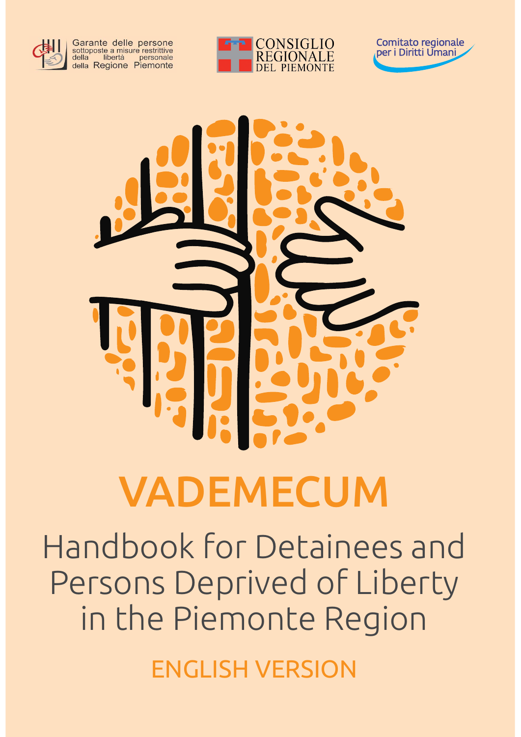Garante delle persone sottoposte a misure restrittive della libertà personale della Regione Piemonte

CONSIGLIO REGIONALE DEL PIEMONTE

Comitato regionale per i Diritti Umani

# VADEMECUM

## Handbook for Detainees and Persons Deprived of Liberty in the Piemonte Region

ENGLISH VERSION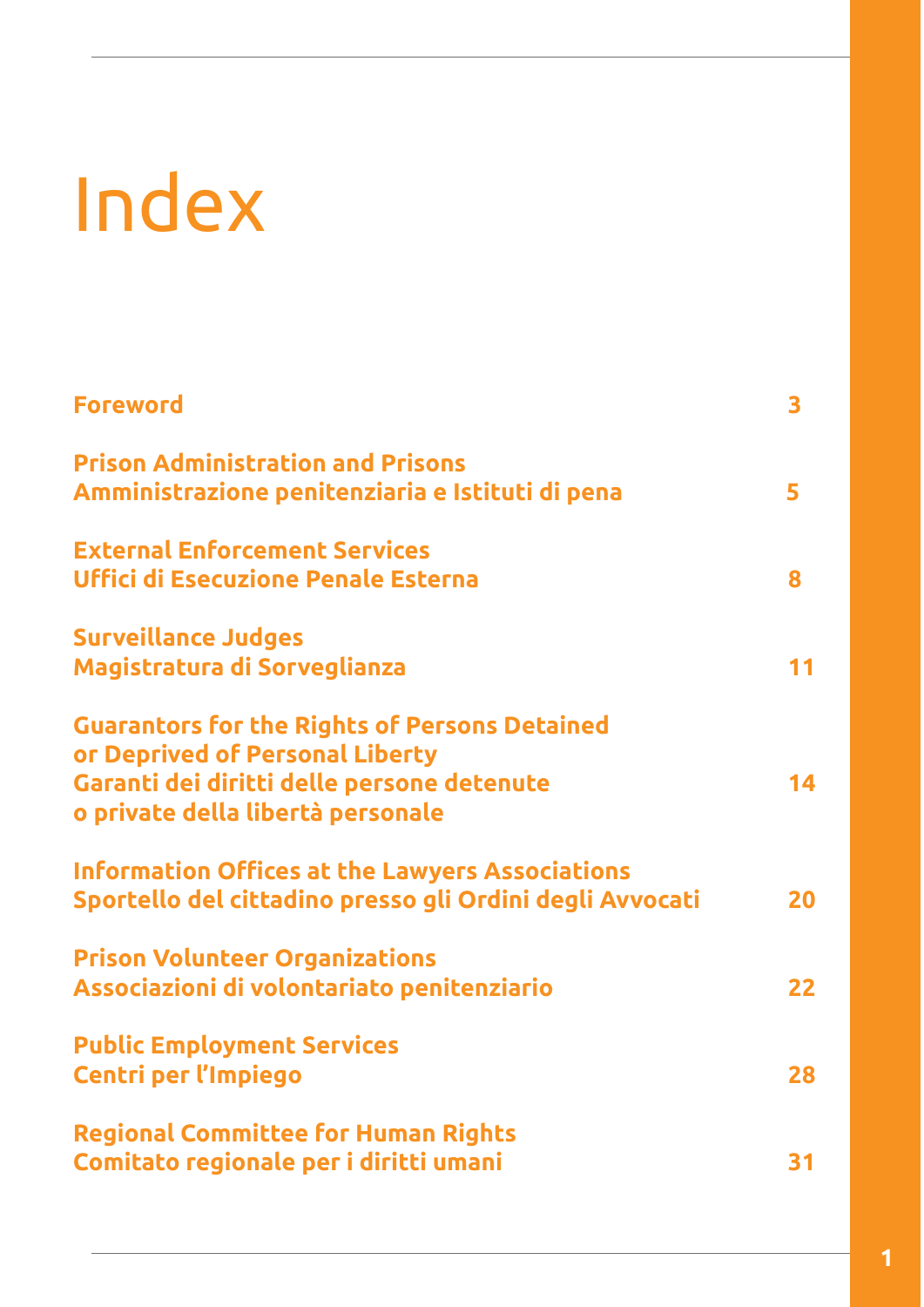# Index

| | |
|---|---|
| **Foreword** | 3 |
| **Prison Administration and Prisons**<br>**Amministrazione penitenziaria e Istituti di pena** | 5 |
| **External Enforcement Services**<br>**Uffici di Esecuzione Penale Esterna** | 8 |
| **Surveillance Judges**<br>**Magistratura di Sorveglianza** | 11 |
| **Guarantors for the Rights of Persons Detained or Deprived of Personal Liberty**<br>**Garanti dei diritti delle persone detenute o private della libertà personale** | 14 |
| **Information Offices at the Lawyers Associations**<br>**Sportello del cittadino presso gli Ordini degli Avvocati** | 20 |
| **Prison Volunteer Organizations**<br>**Associazioni di volontariato penitenziario** | 22 |
| **Public Employment Services**<br>**Centri per l'Impiego** | 28 |
| **Regional Committee for Human Rights**<br>**Comitato regionale per i diritti umani** | 31 |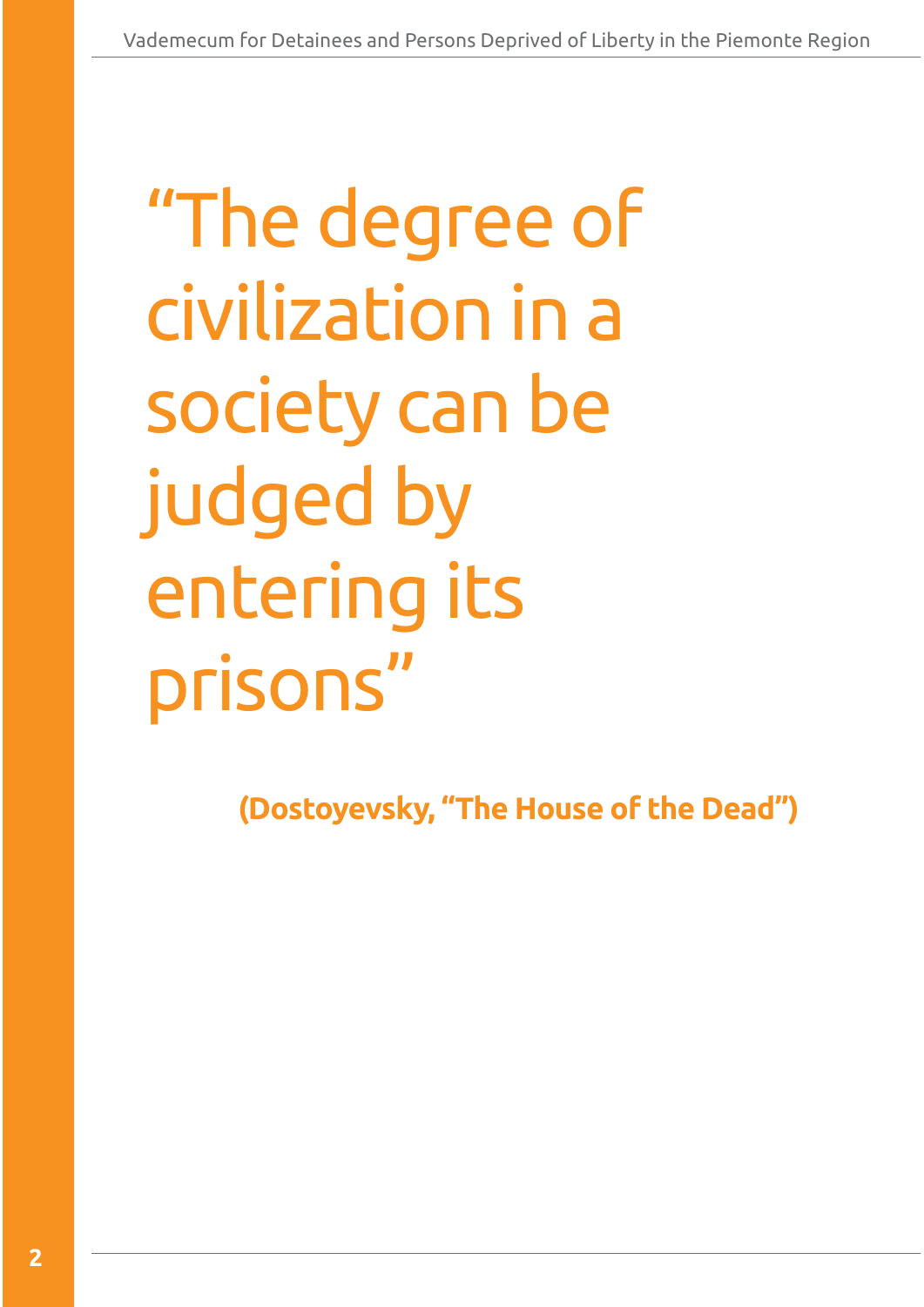> “The degree of civilization in a society can be judged by entering its prisons”

**(Dostoyevsky, “The House of the Dead”)**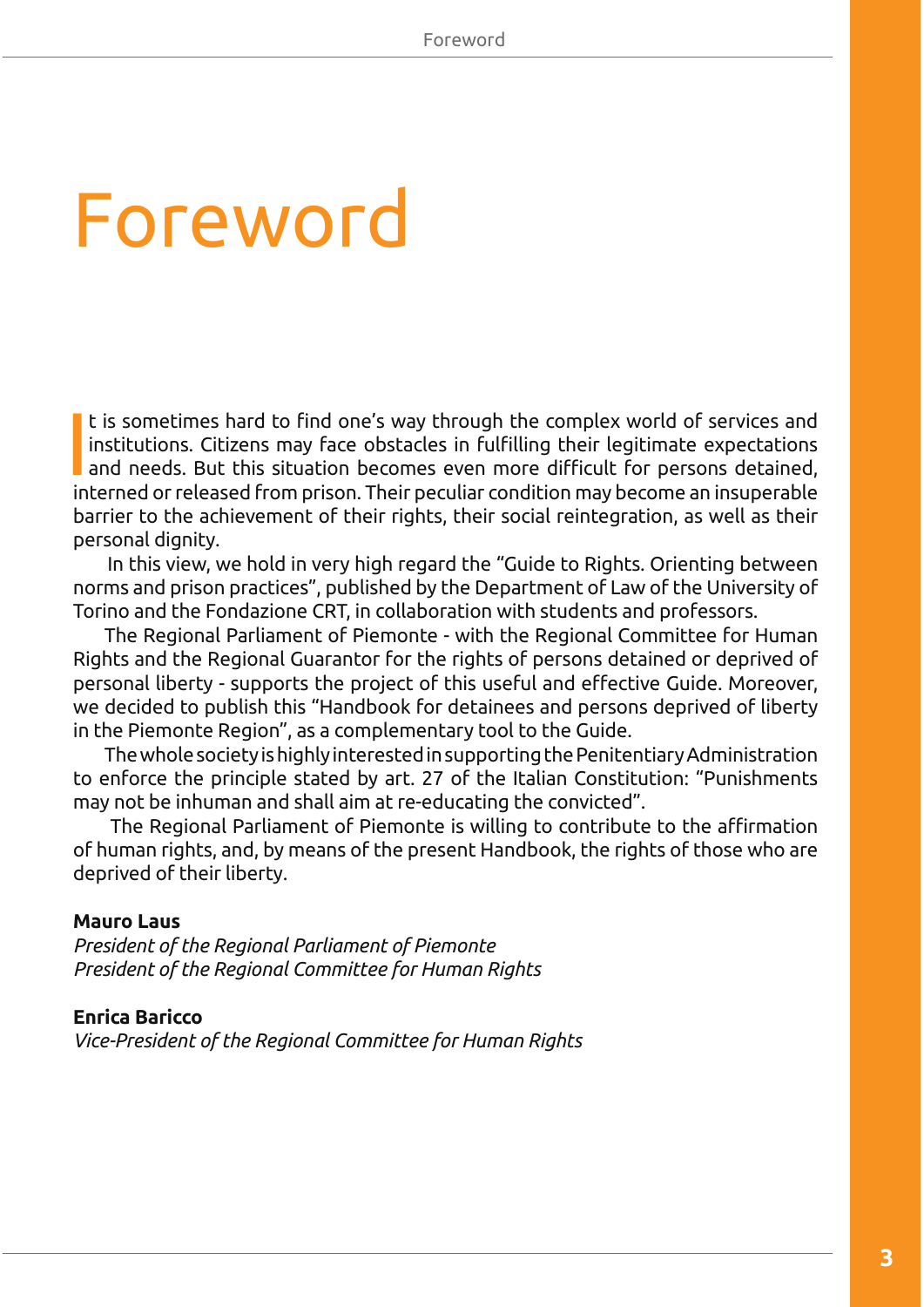# Foreword

It is sometimes hard to find one's way through the complex world of services and institutions. Citizens may face obstacles in fulfilling their legitimate expectations and needs. But this situation becomes even more difficult for persons detained, interned or released from prison. Their peculiar condition may become an insuperable barrier to the achievement of their rights, their social reintegration, as well as their personal dignity.

In this view, we hold in very high regard the "Guide to Rights. Orienting between norms and prison practices", published by the Department of Law of the University of Torino and the Fondazione CRT, in collaboration with students and professors.

The Regional Parliament of Piemonte - with the Regional Committee for Human Rights and the Regional Guarantor for the rights of persons detained or deprived of personal liberty - supports the project of this useful and effective Guide. Moreover, we decided to publish this "Handbook for detainees and persons deprived of liberty in the Piemonte Region", as a complementary tool to the Guide.

The whole society is highly interested in supporting the Penitentiary Administration to enforce the principle stated by art. 27 of the Italian Constitution: "Punishments may not be inhuman and shall aim at re-educating the convicted".

The Regional Parliament of Piemonte is willing to contribute to the affirmation of human rights, and, by means of the present Handbook, the rights of those who are deprived of their liberty.

**Mauro Laus**
*President of the Regional Parliament of Piemonte*
*President of the Regional Committee for Human Rights*

**Enrica Baricco**
*Vice-President of the Regional Committee for Human Rights*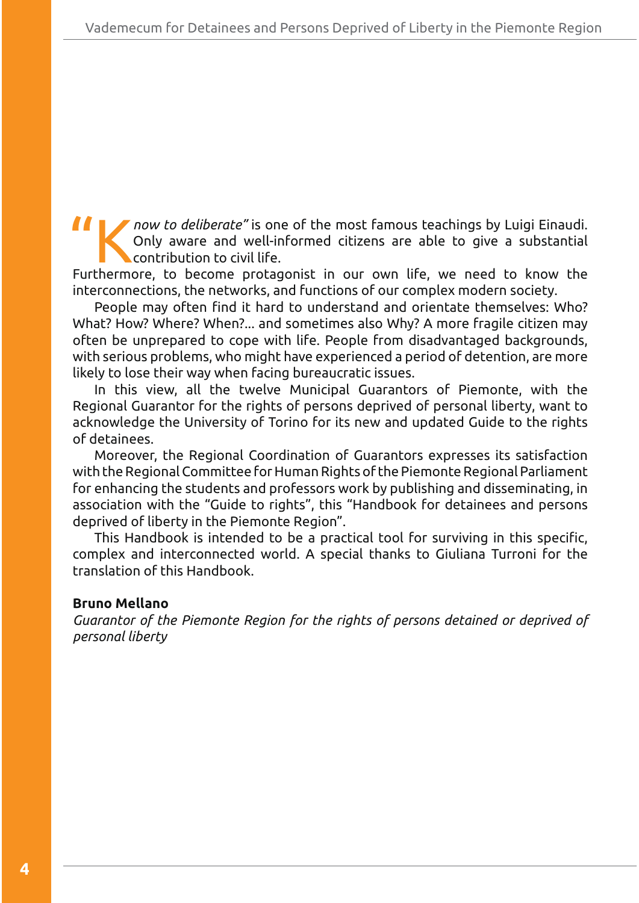"*Know to deliberate"* is one of the most famous teachings by Luigi Einaudi. Only aware and well-informed citizens are able to give a substantial contribution to civil life.
Furthermore, to become protagonist in our own life, we need to know the interconnections, the networks, and functions of our complex modern society.

People may often find it hard to understand and orientate themselves: Who? What? How? Where? When?... and sometimes also Why? A more fragile citizen may often be unprepared to cope with life. People from disadvantaged backgrounds, with serious problems, who might have experienced a period of detention, are more likely to lose their way when facing bureaucratic issues.

In this view, all the twelve Municipal Guarantors of Piemonte, with the Regional Guarantor for the rights of persons deprived of personal liberty, want to acknowledge the University of Torino for its new and updated Guide to the rights of detainees.

Moreover, the Regional Coordination of Guarantors expresses its satisfaction with the Regional Committee for Human Rights of the Piemonte Regional Parliament for enhancing the students and professors work by publishing and disseminating, in association with the "Guide to rights", this "Handbook for detainees and persons deprived of liberty in the Piemonte Region".

This Handbook is intended to be a practical tool for surviving in this specific, complex and interconnected world. A special thanks to Giuliana Turroni for the translation of this Handbook.

**Bruno Mellano**
*Guarantor of the Piemonte Region for the rights of persons detained or deprived of personal liberty*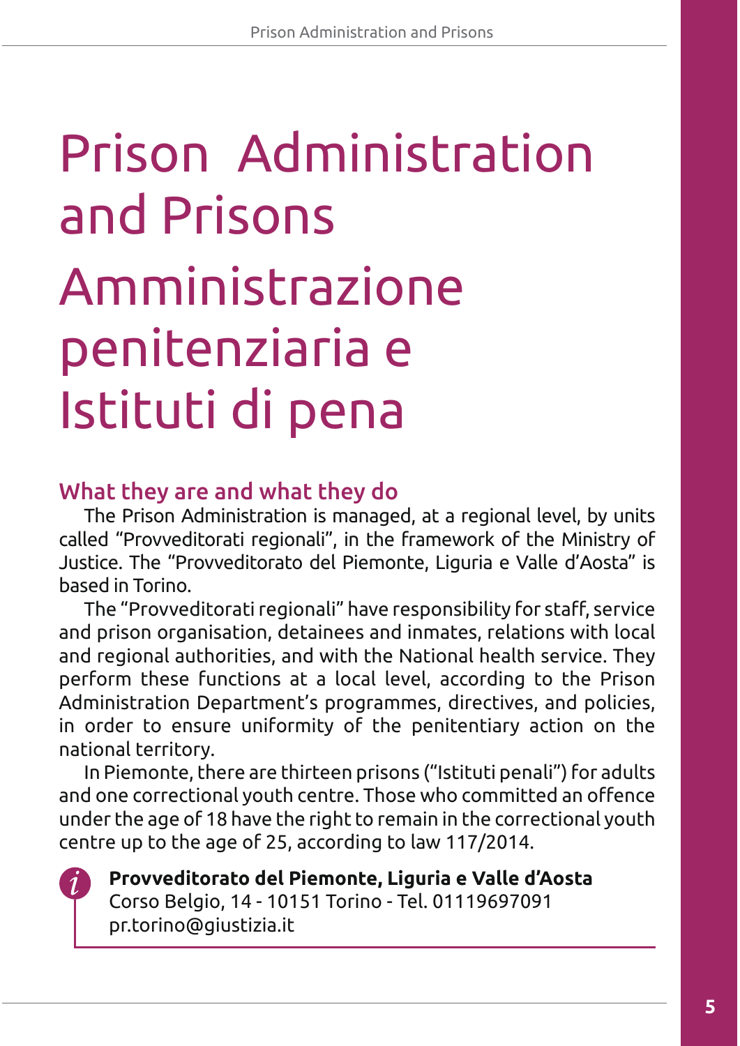# Prison Administration and Prisons

# Amministrazione penitenziaria e Istituti di pena

## What they are and what they do

The Prison Administration is managed, at a regional level, by units called "Provveditorati regionali", in the framework of the Ministry of Justice. The "Provveditorato del Piemonte, Liguria e Valle d'Aosta" is based in Torino.

The "Provveditorati regionali" have responsibility for staff, service and prison organisation, detainees and inmates, relations with local and regional authorities, and with the National health service. They perform these functions at a local level, according to the Prison Administration Department's programmes, directives, and policies, in order to ensure uniformity of the penitentiary action on the national territory.

In Piemonte, there are thirteen prisons ("Istituti penali") for adults and one correctional youth centre. Those who committed an offence under the age of 18 have the right to remain in the correctional youth centre up to the age of 25, according to law 117/2014.

**Provveditorato del Piemonte, Liguria e Valle d'Aosta**
Corso Belgio, 14 - 10151 Torino - Tel. 01119697091
pr.torino@giustizia.it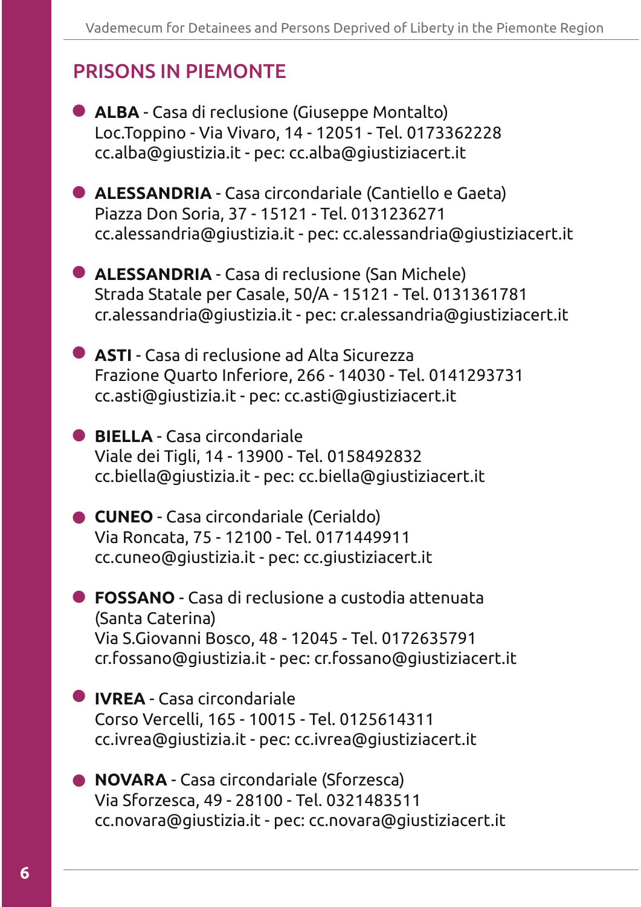## PRISONS IN PIEMONTE

- **ALBA** - Casa di reclusione (Giuseppe Montalto)
  Loc.Toppino - Via Vivaro, 14 - 12051 - Tel. 0173362228
  cc.alba@giustizia.it - pec: cc.alba@giustiziacert.it

- **ALESSANDRIA** - Casa circondariale (Cantiello e Gaeta)
  Piazza Don Soria, 37 - 15121 - Tel. 0131236271
  cc.alessandria@giustizia.it - pec: cc.alessandria@giustiziacert.it

- **ALESSANDRIA** - Casa di reclusione (San Michele)
  Strada Statale per Casale, 50/A - 15121 - Tel. 0131361781
  cr.alessandria@giustizia.it - pec: cr.alessandria@giustiziacert.it

- **ASTI** - Casa di reclusione ad Alta Sicurezza
  Frazione Quarto Inferiore, 266 - 14030 - Tel. 0141293731
  cc.asti@giustizia.it - pec: cc.asti@giustiziacert.it

- **BIELLA** - Casa circondariale
  Viale dei Tigli, 14 - 13900 - Tel. 0158492832
  cc.biella@giustizia.it - pec: cc.biella@giustiziacert.it

- **CUNEO** - Casa circondariale (Cerialdo)
  Via Roncata, 75 - 12100 - Tel. 0171449911
  cc.cuneo@giustizia.it - pec: cc.giustiziacert.it

- **FOSSANO** - Casa di reclusione a custodia attenuata (Santa Caterina)
  Via S.Giovanni Bosco, 48 - 12045 - Tel. 0172635791
  cr.fossano@giustizia.it - pec: cr.fossano@giustiziacert.it

- **IVREA** - Casa circondariale
  Corso Vercelli, 165 - 10015 - Tel. 0125614311
  cc.ivrea@giustizia.it - pec: cc.ivrea@giustiziacert.it

- **NOVARA** - Casa circondariale (Sforzesca)
  Via Sforzesca, 49 - 28100 - Tel. 0321483511
  cc.novara@giustizia.it - pec: cc.novara@giustiziacert.it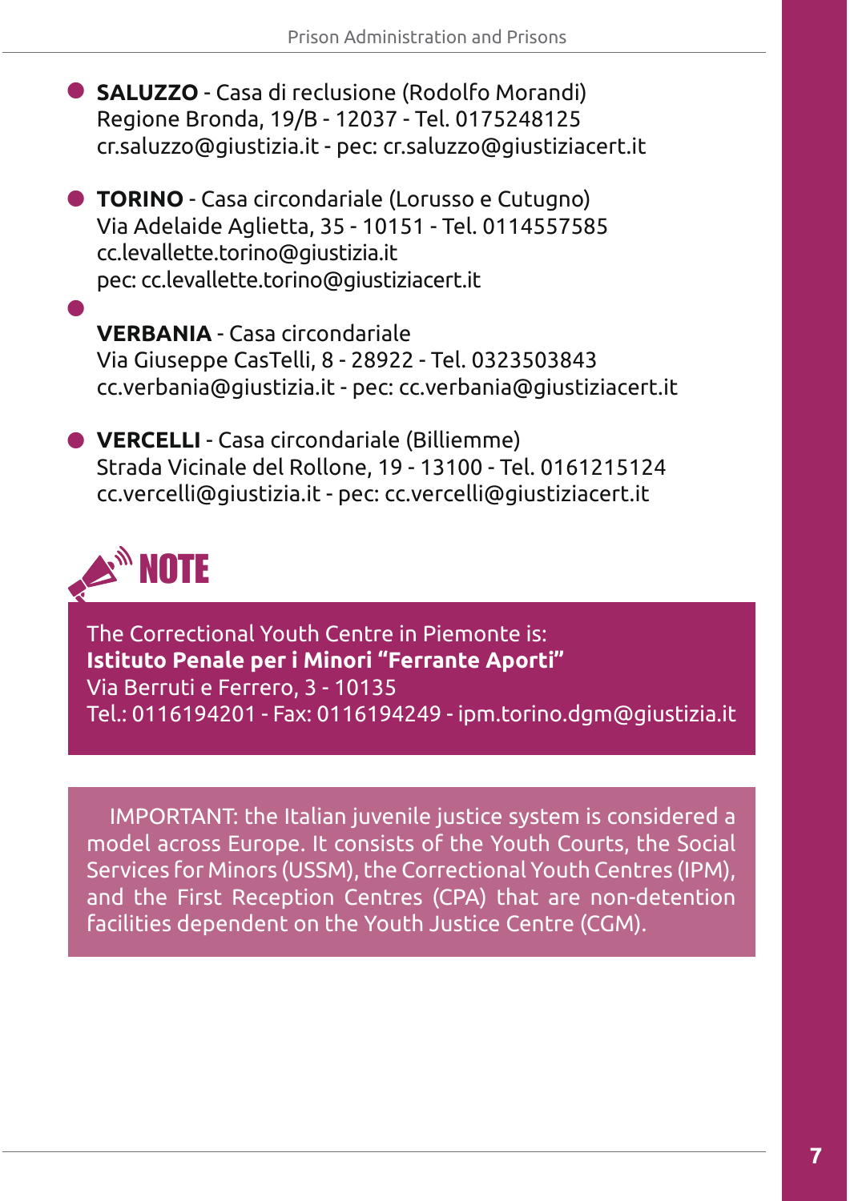- **SALUZZO** - Casa di reclusione (Rodolfo Morandi)
  Regione Bronda, 19/B - 12037 - Tel. 0175248125
  cr.saluzzo@giustizia.it - pec: cr.saluzzo@giustiziacert.it

- **TORINO** - Casa circondariale (Lorusso e Cutugno)
  Via Adelaide Aglietta, 35 - 10151 - Tel. 0114557585
  cc.levallette.torino@giustizia.it
  pec: cc.levallette.torino@giustiziacert.it

- **VERBANIA** - Casa circondariale
  Via Giuseppe CasTelli, 8 - 28922 - Tel. 0323503843
  cc.verbania@giustizia.it - pec: cc.verbania@giustiziacert.it

- **VERCELLI** - Casa circondariale (Billiemme)
  Strada Vicinale del Rollone, 19 - 13100 - Tel. 0161215124
  cc.vercelli@giustizia.it - pec: cc.vercelli@giustiziacert.it

## NOTE

The Correctional Youth Centre in Piemonte is:
**Istituto Penale per i Minori "Ferrante Aporti"**
Via Berruti e Ferrero, 3 - 10135
Tel.: 0116194201 - Fax: 0116194249 - ipm.torino.dgm@giustizia.it

IMPORTANT: the Italian juvenile justice system is considered a model across Europe. It consists of the Youth Courts, the Social Services for Minors (USSM), the Correctional Youth Centres (IPM), and the First Reception Centres (CPA) that are non-detention facilities dependent on the Youth Justice Centre (CGM).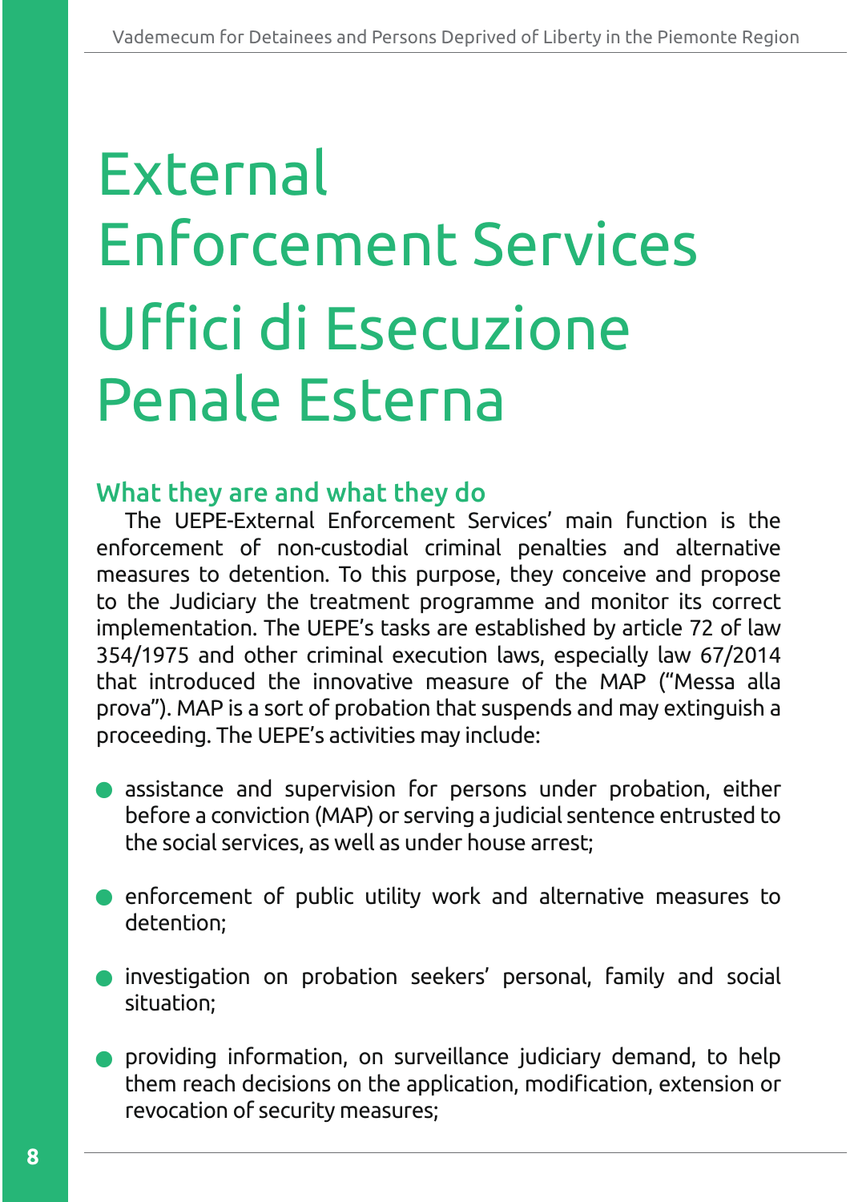# External Enforcement Services
# Uffici di Esecuzione Penale Esterna

## What they are and what they do

The UEPE-External Enforcement Services' main function is the enforcement of non-custodial criminal penalties and alternative measures to detention. To this purpose, they conceive and propose to the Judiciary the treatment programme and monitor its correct implementation. The UEPE's tasks are established by article 72 of law 354/1975 and other criminal execution laws, especially law 67/2014 that introduced the innovative measure of the MAP ("Messa alla prova"). MAP is a sort of probation that suspends and may extinguish a proceeding. The UEPE's activities may include:

- assistance and supervision for persons under probation, either before a conviction (MAP) or serving a judicial sentence entrusted to the social services, as well as under house arrest;
- enforcement of public utility work and alternative measures to detention;
- investigation on probation seekers' personal, family and social situation;
- providing information, on surveillance judiciary demand, to help them reach decisions on the application, modification, extension or revocation of security measures;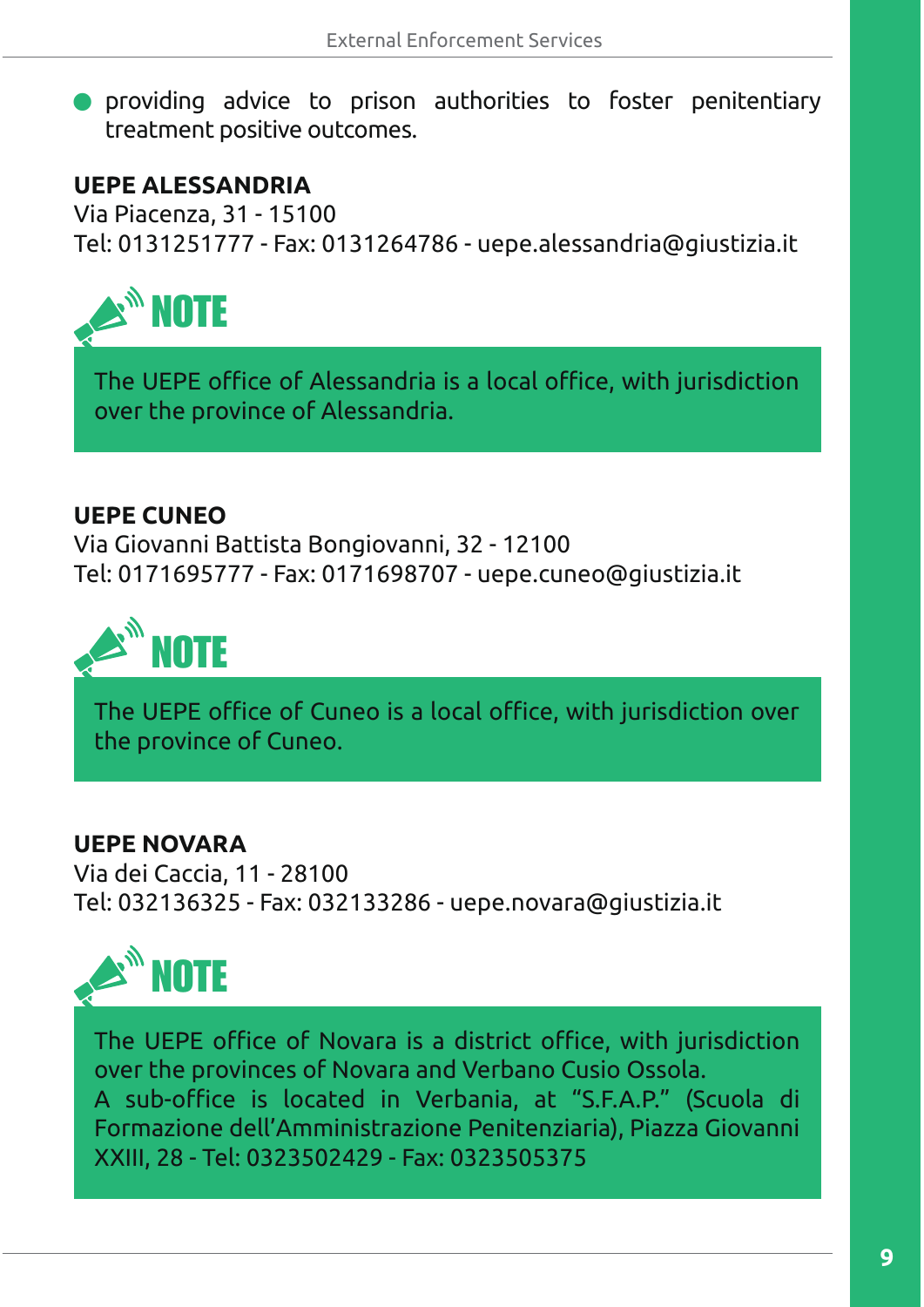- providing advice to prison authorities to foster penitentiary treatment positive outcomes.

**UEPE ALESSANDRIA**
Via Piacenza, 31 - 15100
Tel: 0131251777 - Fax: 0131264786 - uepe.alessandria@giustizia.it

**NOTE**

The UEPE office of Alessandria is a local office, with jurisdiction over the province of Alessandria.

**UEPE CUNEO**
Via Giovanni Battista Bongiovanni, 32 - 12100
Tel: 0171695777 - Fax: 0171698707 - uepe.cuneo@giustizia.it

**NOTE**

The UEPE office of Cuneo is a local office, with jurisdiction over the province of Cuneo.

**UEPE NOVARA**
Via dei Caccia, 11 - 28100
Tel: 032136325 - Fax: 032133286 - uepe.novara@giustizia.it

**NOTE**

The UEPE office of Novara is a district office, with jurisdiction over the provinces of Novara and Verbano Cusio Ossola.
A sub-office is located in Verbania, at "S.F.A.P." (Scuola di Formazione dell'Amministrazione Penitenziaria), Piazza Giovanni XXIII, 28 - Tel: 0323502429 - Fax: 0323505375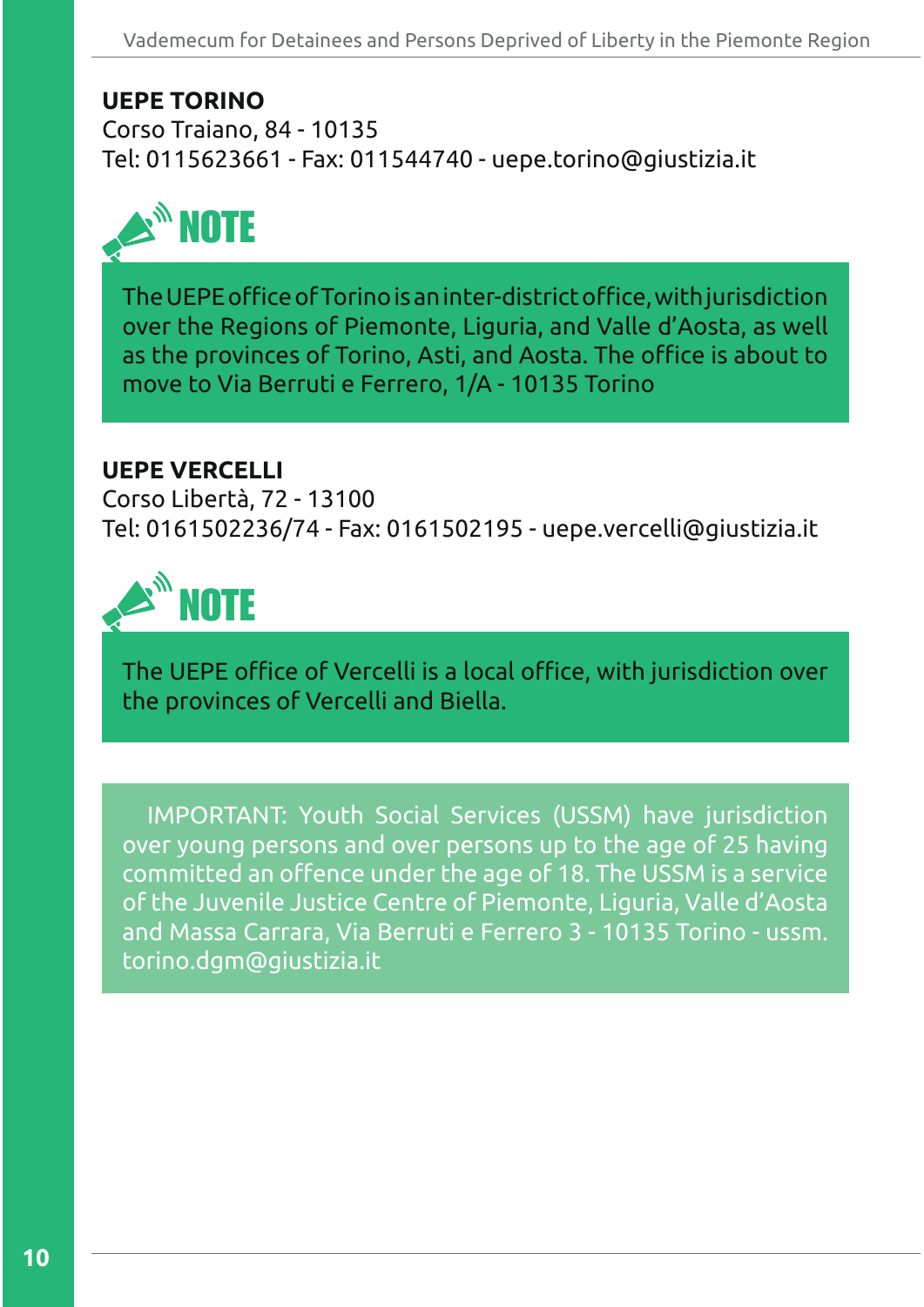**UEPE TORINO**
Corso Traiano, 84 - 10135
Tel: 0115623661 - Fax: 011544740 - uepe.torino@giustizia.it

**NOTE**

The UEPE office of Torino is an inter-district office, with jurisdiction over the Regions of Piemonte, Liguria, and Valle d'Aosta, as well as the provinces of Torino, Asti, and Aosta. The office is about to move to Via Berruti e Ferrero, 1/A - 10135 Torino

**UEPE VERCELLI**
Corso Libertà, 72 - 13100
Tel: 0161502236/74 - Fax: 0161502195 - uepe.vercelli@giustizia.it

**NOTE**

The UEPE office of Vercelli is a local office, with jurisdiction over the provinces of Vercelli and Biella.

IMPORTANT: Youth Social Services (USSM) have jurisdiction over young persons and over persons up to the age of 25 having committed an offence under the age of 18. The USSM is a service of the Juvenile Justice Centre of Piemonte, Liguria, Valle d'Aosta and Massa Carrara, Via Berruti e Ferrero 3 - 10135 Torino - ussm.torino.dgm@giustizia.it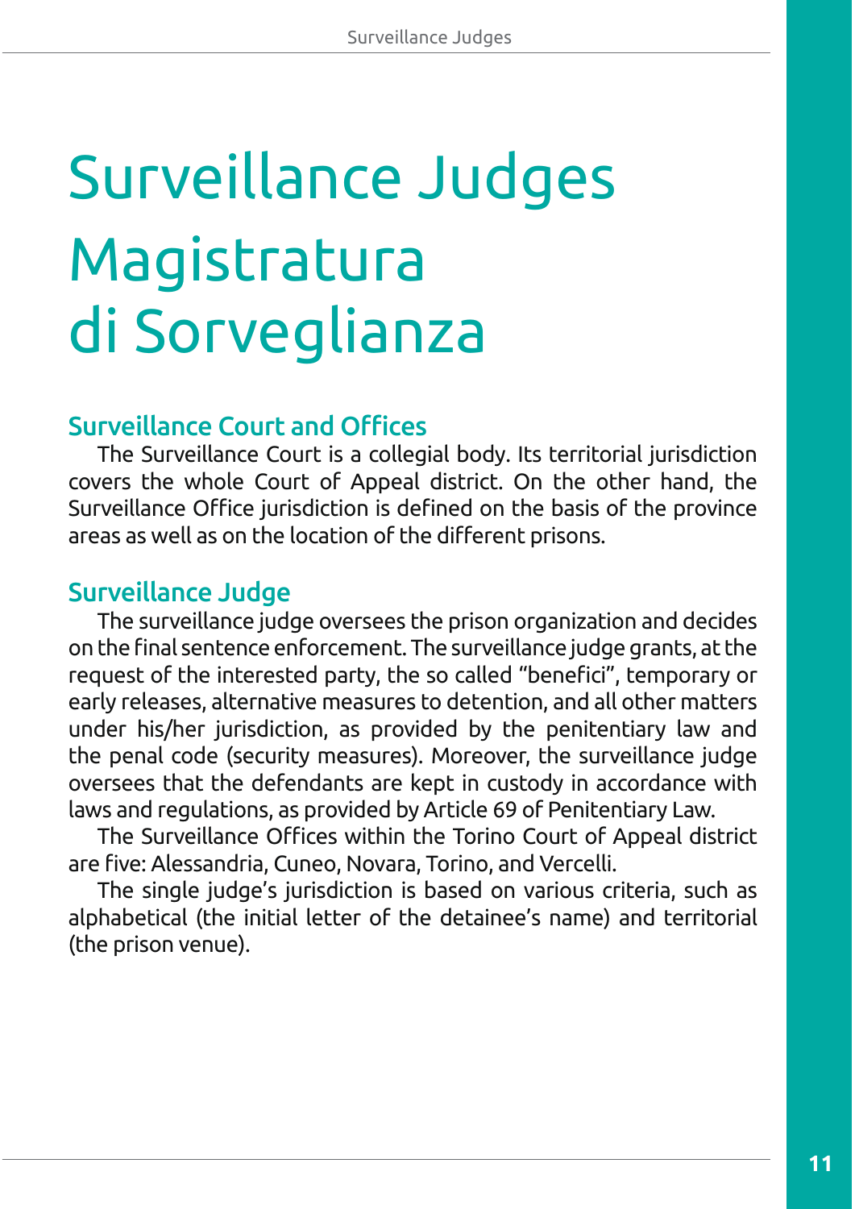# Surveillance Judges Magistratura di Sorveglianza

## Surveillance Court and Offices

The Surveillance Court is a collegial body. Its territorial jurisdiction covers the whole Court of Appeal district. On the other hand, the Surveillance Office jurisdiction is defined on the basis of the province areas as well as on the location of the different prisons.

## Surveillance Judge

The surveillance judge oversees the prison organization and decides on the final sentence enforcement. The surveillance judge grants, at the request of the interested party, the so called "benefici", temporary or early releases, alternative measures to detention, and all other matters under his/her jurisdiction, as provided by the penitentiary law and the penal code (security measures). Moreover, the surveillance judge oversees that the defendants are kept in custody in accordance with laws and regulations, as provided by Article 69 of Penitentiary Law.

The Surveillance Offices within the Torino Court of Appeal district are five: Alessandria, Cuneo, Novara, Torino, and Vercelli.

The single judge's jurisdiction is based on various criteria, such as alphabetical (the initial letter of the detainee's name) and territorial (the prison venue).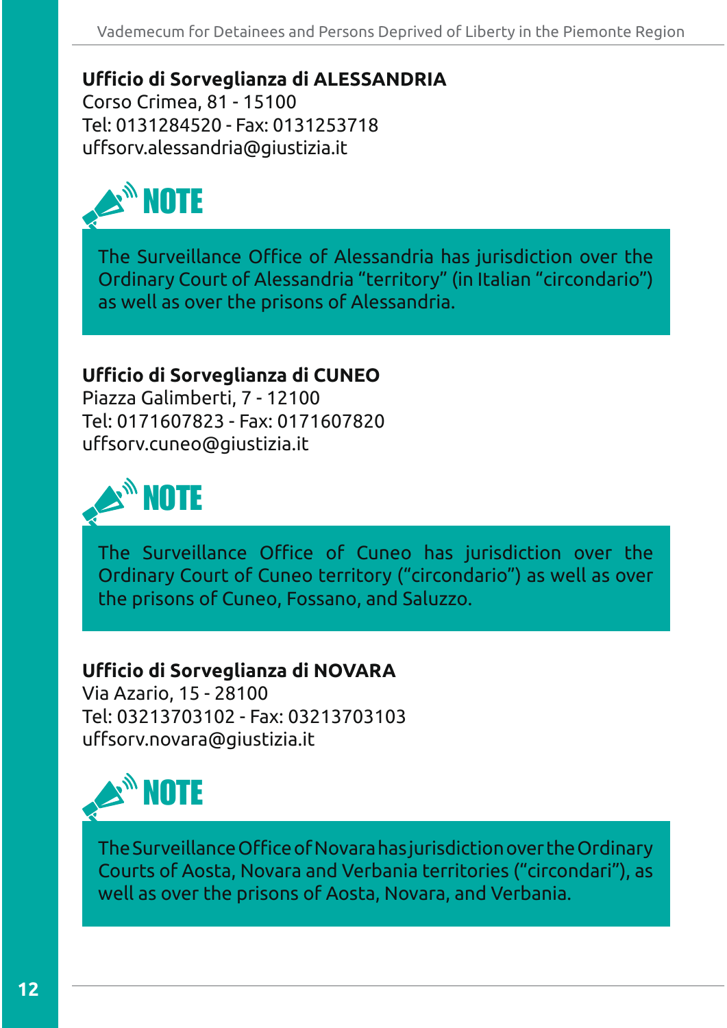**Ufficio di Sorveglianza di ALESSANDRIA**
Corso Crimea, 81 - 15100
Tel: 0131284520 - Fax: 0131253718
uffsorv.alessandria@giustizia.it

**NOTE**

The Surveillance Office of Alessandria has jurisdiction over the Ordinary Court of Alessandria "territory" (in Italian "circondario") as well as over the prisons of Alessandria.

**Ufficio di Sorveglianza di CUNEO**
Piazza Galimberti, 7 - 12100
Tel: 0171607823 - Fax: 0171607820
uffsorv.cuneo@giustizia.it

**NOTE**

The Surveillance Office of Cuneo has jurisdiction over the Ordinary Court of Cuneo territory ("circondario") as well as over the prisons of Cuneo, Fossano, and Saluzzo.

**Ufficio di Sorveglianza di NOVARA**
Via Azario, 15 - 28100
Tel: 03213703102 - Fax: 03213703103
uffsorv.novara@giustizia.it

**NOTE**

The Surveillance Office of Novara has jurisdiction over the Ordinary Courts of Aosta, Novara and Verbania territories ("circondari"), as well as over the prisons of Aosta, Novara, and Verbania.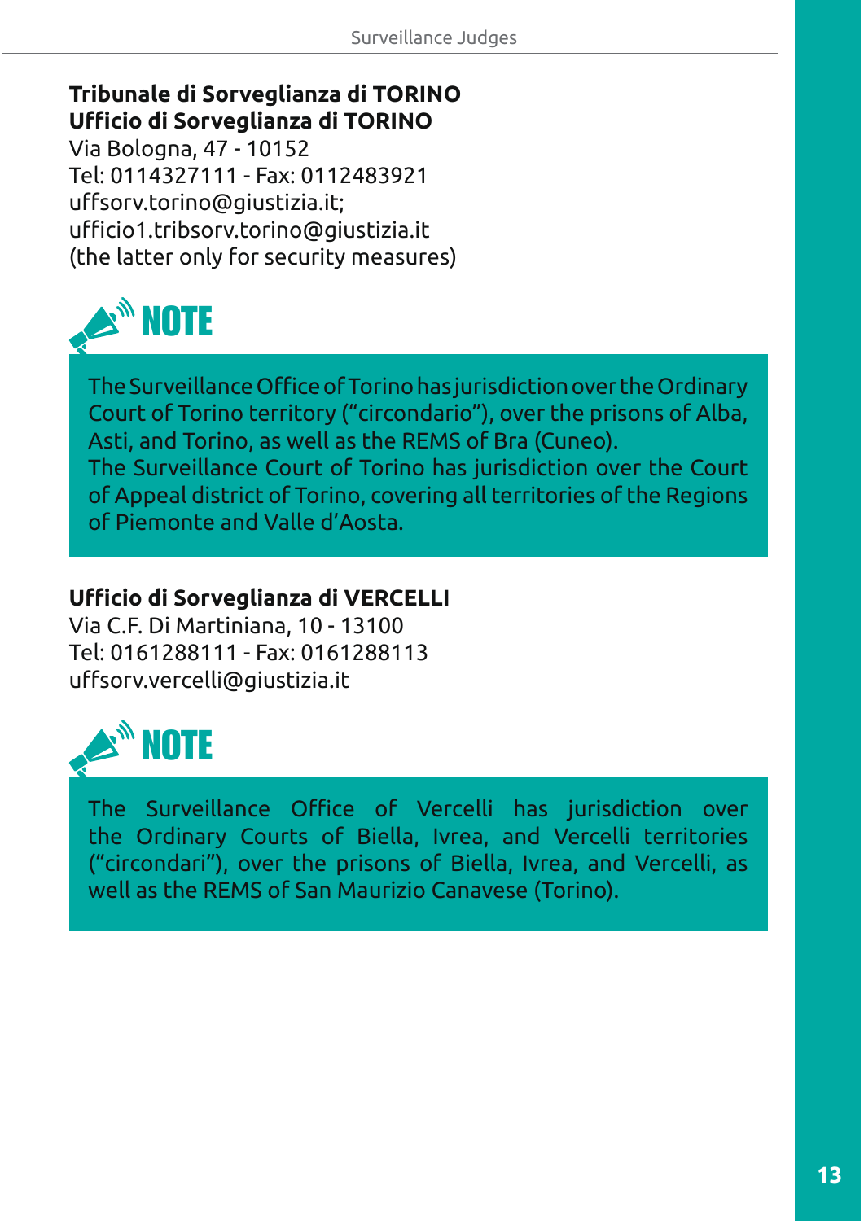**Tribunale di Sorveglianza di TORINO**
**Ufficio di Sorveglianza di TORINO**
Via Bologna, 47 - 10152
Tel: 0114327111 - Fax: 0112483921
uffsorv.torino@giustizia.it;
ufficio1.tribsorv.torino@giustizia.it
(the latter only for security measures)

**NOTE**

The Surveillance Office of Torino has jurisdiction over the Ordinary Court of Torino territory ("circondario"), over the prisons of Alba, Asti, and Torino, as well as the REMS of Bra (Cuneo).
The Surveillance Court of Torino has jurisdiction over the Court of Appeal district of Torino, covering all territories of the Regions of Piemonte and Valle d'Aosta.

**Ufficio di Sorveglianza di VERCELLI**
Via C.F. Di Martiniana, 10 - 13100
Tel: 0161288111 - Fax: 0161288113
uffsorv.vercelli@giustizia.it

**NOTE**

The Surveillance Office of Vercelli has jurisdiction over the Ordinary Courts of Biella, Ivrea, and Vercelli territories ("circondari"), over the prisons of Biella, Ivrea, and Vercelli, as well as the REMS of San Maurizio Canavese (Torino).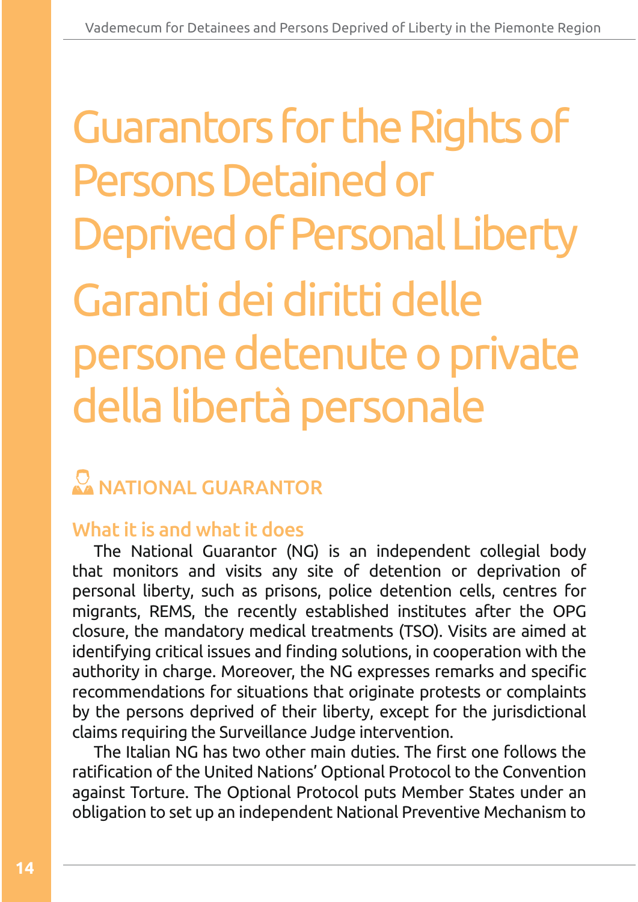# Guarantors for the Rights of Persons Detained or Deprived of Personal Liberty

# Garanti dei diritti delle persone detenute o private della libertà personale

## NATIONAL GUARANTOR

### What it is and what it does

The National Guarantor (NG) is an independent collegial body that monitors and visits any site of detention or deprivation of personal liberty, such as prisons, police detention cells, centres for migrants, REMS, the recently established institutes after the OPG closure, the mandatory medical treatments (TSO). Visits are aimed at identifying critical issues and finding solutions, in cooperation with the authority in charge. Moreover, the NG expresses remarks and specific recommendations for situations that originate protests or complaints by the persons deprived of their liberty, except for the jurisdictional claims requiring the Surveillance Judge intervention.

The Italian NG has two other main duties. The first one follows the ratification of the United Nations' Optional Protocol to the Convention against Torture. The Optional Protocol puts Member States under an obligation to set up an independent National Preventive Mechanism to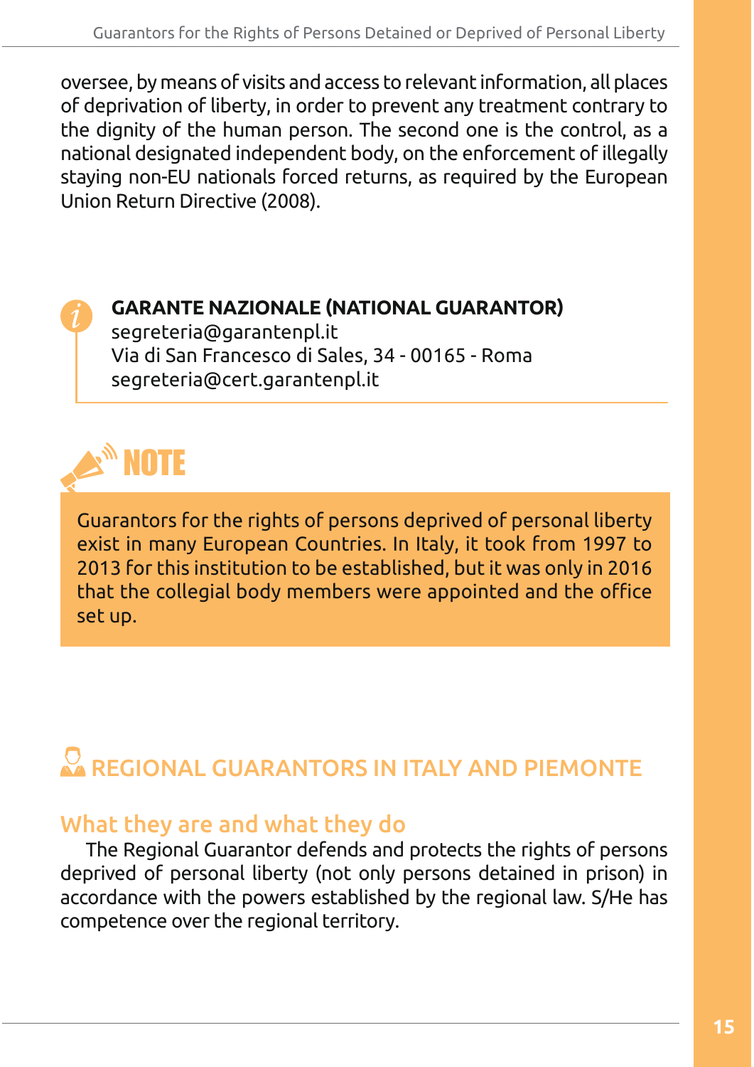oversee, by means of visits and access to relevant information, all places of deprivation of liberty, in order to prevent any treatment contrary to the dignity of the human person. The second one is the control, as a national designated independent body, on the enforcement of illegally staying non-EU nationals forced returns, as required by the European Union Return Directive (2008).

**GARANTE NAZIONALE (NATIONAL GUARANTOR)**
segreteria@garantenpl.it
Via di San Francesco di Sales, 34 - 00165 - Roma
segreteria@cert.garantenpl.it

**NOTE**

Guarantors for the rights of persons deprived of personal liberty exist in many European Countries. In Italy, it took from 1997 to 2013 for this institution to be established, but it was only in 2016 that the collegial body members were appointed and the office set up.

## REGIONAL GUARANTORS IN ITALY AND PIEMONTE

### What they are and what they do

The Regional Guarantor defends and protects the rights of persons deprived of personal liberty (not only persons detained in prison) in accordance with the powers established by the regional law. S/He has competence over the regional territory.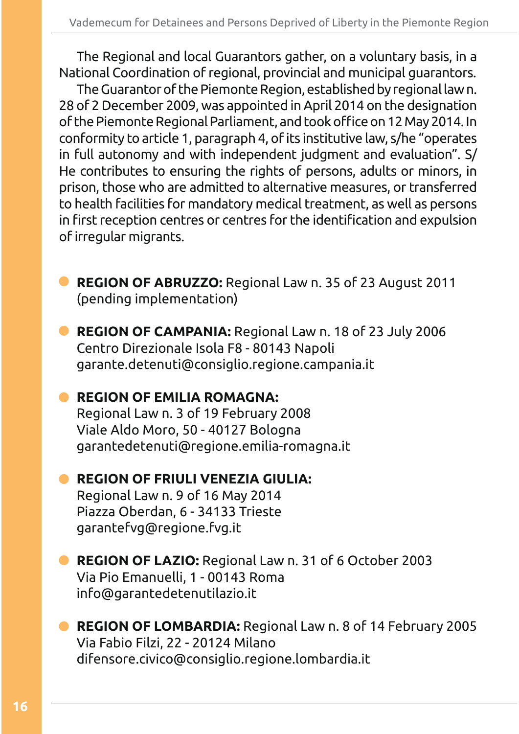The Regional and local Guarantors gather, on a voluntary basis, in a National Coordination of regional, provincial and municipal guarantors.

The Guarantor of the Piemonte Region, established by regional law n. 28 of 2 December 2009, was appointed in April 2014 on the designation of the Piemonte Regional Parliament, and took office on 12 May 2014. In conformity to article 1, paragraph 4, of its institutive law, s/he "operates in full autonomy and with independent judgment and evaluation". S/He contributes to ensuring the rights of persons, adults or minors, in prison, those who are admitted to alternative measures, or transferred to health facilities for mandatory medical treatment, as well as persons in first reception centres or centres for the identification and expulsion of irregular migrants.

- **REGION OF ABRUZZO:** Regional Law n. 35 of 23 August 2011 (pending implementation)

- **REGION OF CAMPANIA:** Regional Law n. 18 of 23 July 2006
  Centro Direzionale Isola F8 - 80143 Napoli
  garante.detenuti@consiglio.regione.campania.it

- **REGION OF EMILIA ROMAGNA:**
  Regional Law n. 3 of 19 February 2008
  Viale Aldo Moro, 50 - 40127 Bologna
  garantedetenuti@regione.emilia-romagna.it

- **REGION OF FRIULI VENEZIA GIULIA:**
  Regional Law n. 9 of 16 May 2014
  Piazza Oberdan, 6 - 34133 Trieste
  garantefvg@regione.fvg.it

- **REGION OF LAZIO:** Regional Law n. 31 of 6 October 2003
  Via Pio Emanuelli, 1 - 00143 Roma
  info@garantedetenutilazio.it

- **REGION OF LOMBARDIA:** Regional Law n. 8 of 14 February 2005
  Via Fabio Filzi, 22 - 20124 Milano
  difensore.civico@consiglio.regione.lombardia.it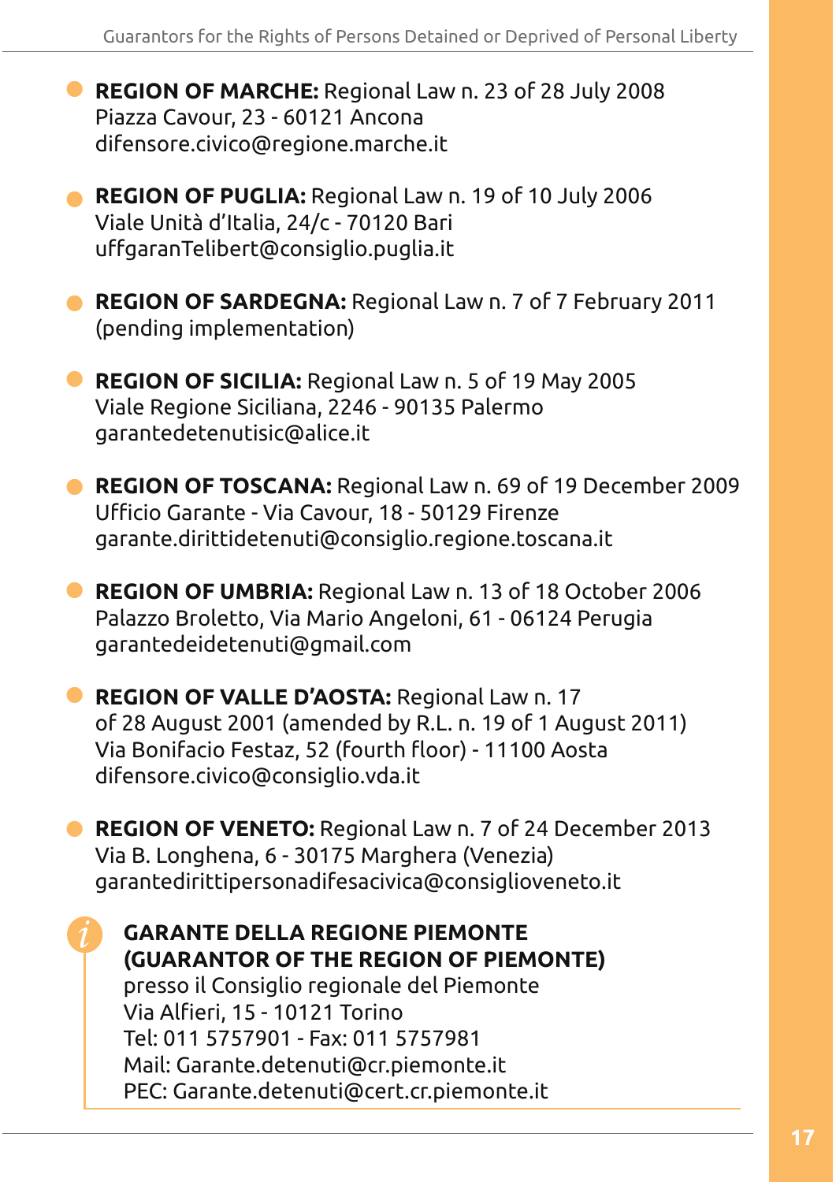- **REGION OF MARCHE:** Regional Law n. 23 of 28 July 2008
  Piazza Cavour, 23 - 60121 Ancona
  difensore.civico@regione.marche.it

- **REGION OF PUGLIA:** Regional Law n. 19 of 10 July 2006
  Viale Unità d'Italia, 24/c - 70120 Bari
  uffgaranTelibert@consiglio.puglia.it

- **REGION OF SARDEGNA:** Regional Law n. 7 of 7 February 2011
  (pending implementation)

- **REGION OF SICILIA:** Regional Law n. 5 of 19 May 2005
  Viale Regione Siciliana, 2246 - 90135 Palermo
  garantedetenutisic@alice.it

- **REGION OF TOSCANA:** Regional Law n. 69 of 19 December 2009
  Ufficio Garante - Via Cavour, 18 - 50129 Firenze
  garante.dirittidetenuti@consiglio.regione.toscana.it

- **REGION OF UMBRIA:** Regional Law n. 13 of 18 October 2006
  Palazzo Broletto, Via Mario Angeloni, 61 - 06124 Perugia
  garantedeidetenuti@gmail.com

- **REGION OF VALLE D'AOSTA:** Regional Law n. 17
  of 28 August 2001 (amended by R.L. n. 19 of 1 August 2011)
  Via Bonifacio Festaz, 52 (fourth floor) - 11100 Aosta
  difensore.civico@consiglio.vda.it

- **REGION OF VENETO:** Regional Law n. 7 of 24 December 2013
  Via B. Longhena, 6 - 30175 Marghera (Venezia)
  garantedirittipersonadifesacivica@consiglioveneto.it

**GARANTE DELLA REGIONE PIEMONTE (GUARANTOR OF THE REGION OF PIEMONTE)**
presso il Consiglio regionale del Piemonte
Via Alfieri, 15 - 10121 Torino
Tel: 011 5757901 - Fax: 011 5757981
Mail: Garante.detenuti@cr.piemonte.it
PEC: Garante.detenuti@cert.cr.piemonte.it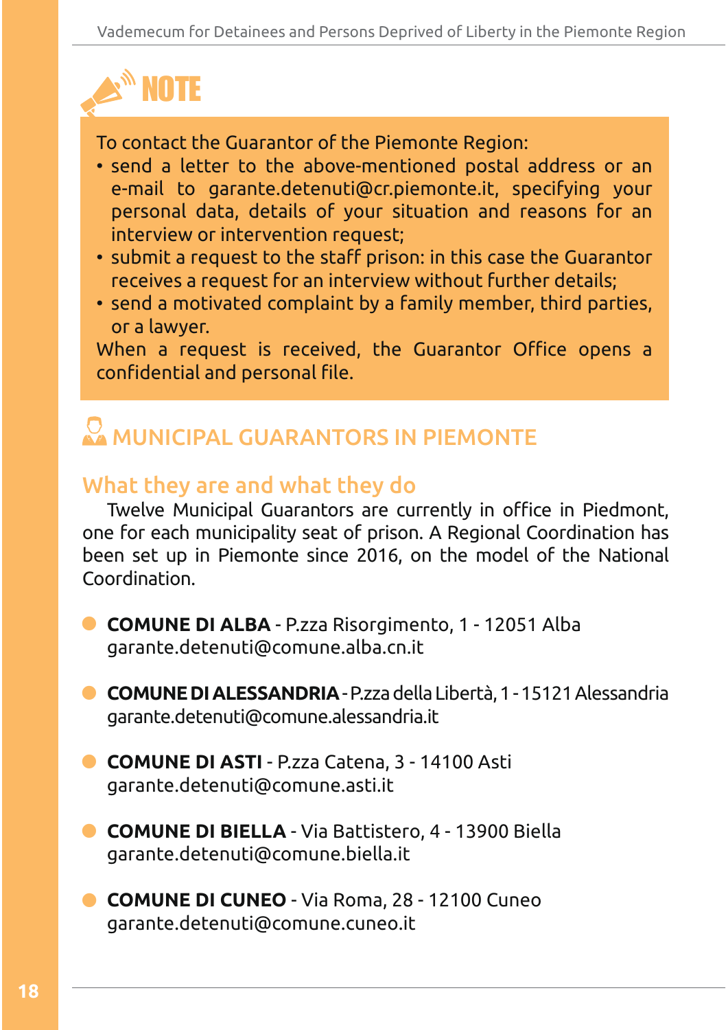## NOTE

To contact the Guarantor of the Piemonte Region:

- send a letter to the above-mentioned postal address or an e-mail to garante.detenuti@cr.piemonte.it, specifying your personal data, details of your situation and reasons for an interview or intervention request;
- submit a request to the staff prison: in this case the Guarantor receives a request for an interview without further details;
- send a motivated complaint by a family member, third parties, or a lawyer.

When a request is received, the Guarantor Office opens a confidential and personal file.

## MUNICIPAL GUARANTORS IN PIEMONTE

### What they are and what they do

Twelve Municipal Guarantors are currently in office in Piedmont, one for each municipality seat of prison. A Regional Coordination has been set up in Piemonte since 2016, on the model of the National Coordination.

- **COMUNE DI ALBA** - P.zza Risorgimento, 1 - 12051 Alba
  garante.detenuti@comune.alba.cn.it
- **COMUNE DI ALESSANDRIA** - P.zza della Libertà, 1 - 15121 Alessandria
  garante.detenuti@comune.alessandria.it
- **COMUNE DI ASTI** - P.zza Catena, 3 - 14100 Asti
  garante.detenuti@comune.asti.it
- **COMUNE DI BIELLA** - Via Battistero, 4 - 13900 Biella
  garante.detenuti@comune.biella.it
- **COMUNE DI CUNEO** - Via Roma, 28 - 12100 Cuneo
  garante.detenuti@comune.cuneo.it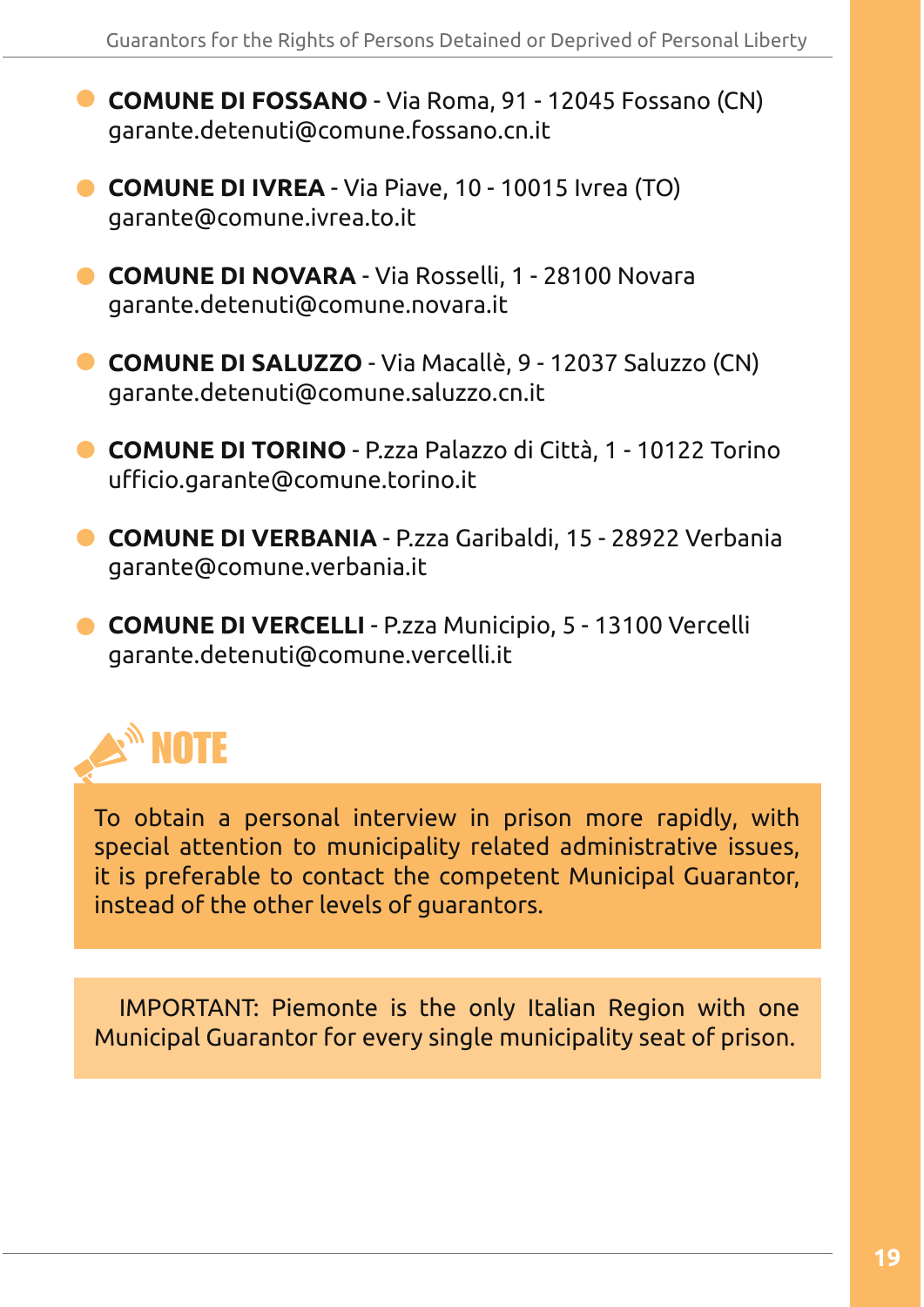- **COMUNE DI FOSSANO** - Via Roma, 91 - 12045 Fossano (CN)
garante.detenuti@comune.fossano.cn.it

- **COMUNE DI IVREA** - Via Piave, 10 - 10015 Ivrea (TO)
garante@comune.ivrea.to.it

- **COMUNE DI NOVARA** - Via Rosselli, 1 - 28100 Novara
garante.detenuti@comune.novara.it

- **COMUNE DI SALUZZO** - Via Macallè, 9 - 12037 Saluzzo (CN)
garante.detenuti@comune.saluzzo.cn.it

- **COMUNE DI TORINO** - P.zza Palazzo di Città, 1 - 10122 Torino
ufficio.garante@comune.torino.it

- **COMUNE DI VERBANIA** - P.zza Garibaldi, 15 - 28922 Verbania
garante@comune.verbania.it

- **COMUNE DI VERCELLI** - P.zza Municipio, 5 - 13100 Vercelli
garante.detenuti@comune.vercelli.it

## NOTE

To obtain a personal interview in prison more rapidly, with special attention to municipality related administrative issues, it is preferable to contact the competent Municipal Guarantor, instead of the other levels of guarantors.

IMPORTANT: Piemonte is the only Italian Region with one Municipal Guarantor for every single municipality seat of prison.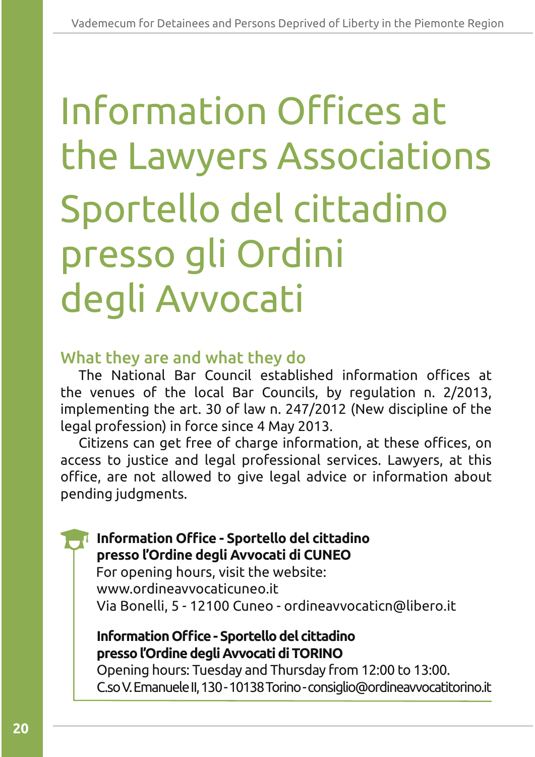# Information Offices at the Lawyers Associations
# Sportello del cittadino presso gli Ordini degli Avvocati

## What they are and what they do

The National Bar Council established information offices at the venues of the local Bar Councils, by regulation n. 2/2013, implementing the art. 30 of law n. 247/2012 (New discipline of the legal profession) in force since 4 May 2013.

Citizens can get free of charge information, at these offices, on access to justice and legal professional services. Lawyers, at this office, are not allowed to give legal advice or information about pending judgments.

**Information Office - Sportello del cittadino presso l'Ordine degli Avvocati di CUNEO**
For opening hours, visit the website:
www.ordineavvocaticuneo.it
Via Bonelli, 5 - 12100 Cuneo - ordineavvocaticn@libero.it

**Information Office - Sportello del cittadino presso l'Ordine degli Avvocati di TORINO**
Opening hours: Tuesday and Thursday from 12:00 to 13:00.
C.so V. Emanuele II, 130 - 10138 Torino - consiglio@ordineavvocatitorino.it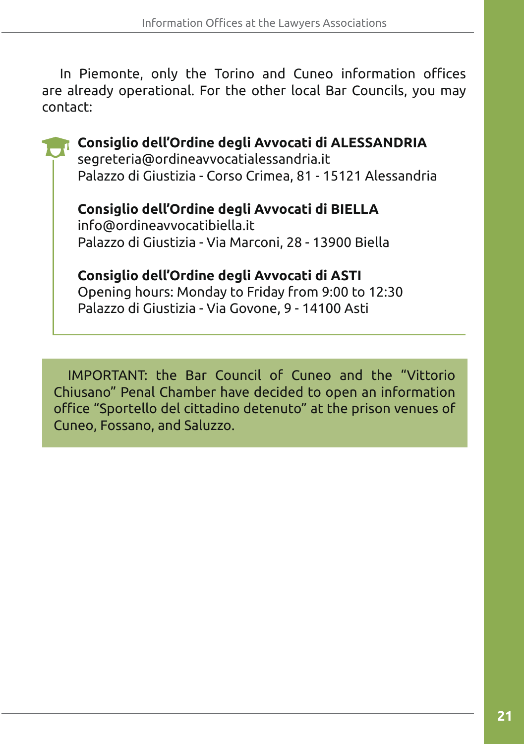In Piemonte, only the Torino and Cuneo information offices are already operational. For the other local Bar Councils, you may contact:

**Consiglio dell'Ordine degli Avvocati di ALESSANDRIA**
segreteria@ordineavvocatialessandria.it
Palazzo di Giustizia - Corso Crimea, 81 - 15121 Alessandria

**Consiglio dell'Ordine degli Avvocati di BIELLA**
info@ordineavvocatibiella.it
Palazzo di Giustizia - Via Marconi, 28 - 13900 Biella

**Consiglio dell'Ordine degli Avvocati di ASTI**
Opening hours: Monday to Friday from 9:00 to 12:30
Palazzo di Giustizia - Via Govone, 9 - 14100 Asti

IMPORTANT: the Bar Council of Cuneo and the "Vittorio Chiusano" Penal Chamber have decided to open an information office "Sportello del cittadino detenuto" at the prison venues of Cuneo, Fossano, and Saluzzo.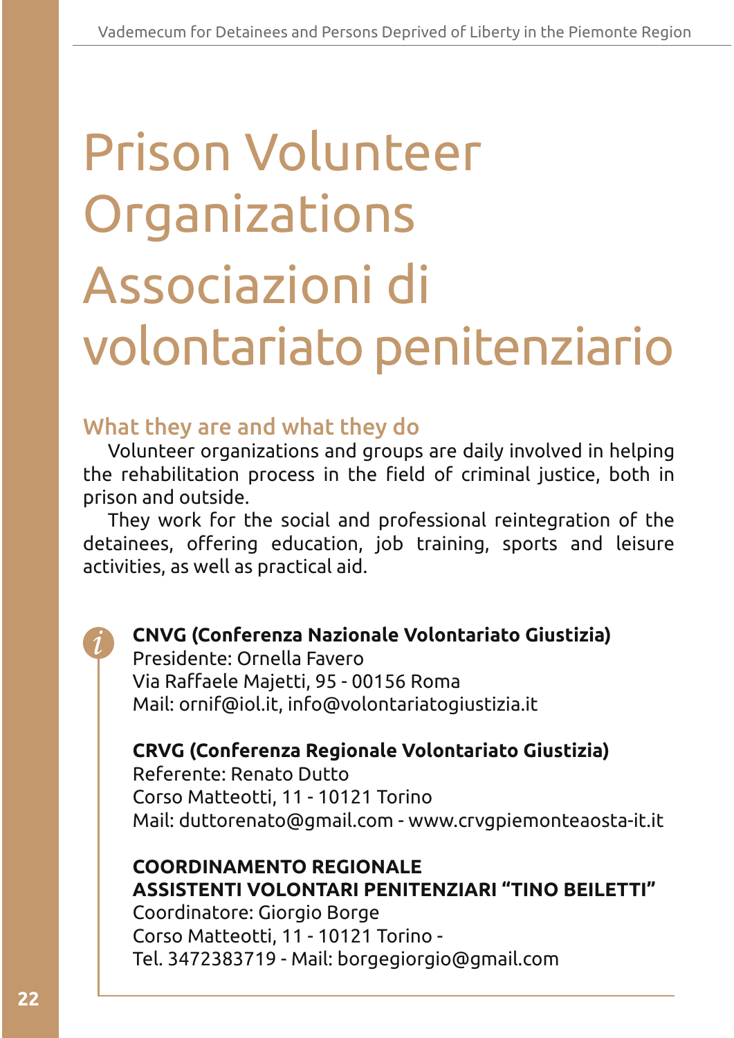# Prison Volunteer Organizations
# Associazioni di volontariato penitenziario

## What they are and what they do

Volunteer organizations and groups are daily involved in helping the rehabilitation process in the field of criminal justice, both in prison and outside.

They work for the social and professional reintegration of the detainees, offering education, job training, sports and leisure activities, as well as practical aid.

**CNVG (Conferenza Nazionale Volontariato Giustizia)**
Presidente: Ornella Favero
Via Raffaele Majetti, 95 - 00156 Roma
Mail: ornif@iol.it, info@volontariatogiustizia.it

**CRVG (Conferenza Regionale Volontariato Giustizia)**
Referente: Renato Dutto
Corso Matteotti, 11 - 10121 Torino
Mail: duttorenato@gmail.com - www.crvgpiemonteaosta-it.it

**COORDINAMENTO REGIONALE ASSISTENTI VOLONTARI PENITENZIARI "TINO BEILETTI"**
Coordinatore: Giorgio Borge
Corso Matteotti, 11 - 10121 Torino -
Tel. 3472383719 - Mail: borgegiorgio@gmail.com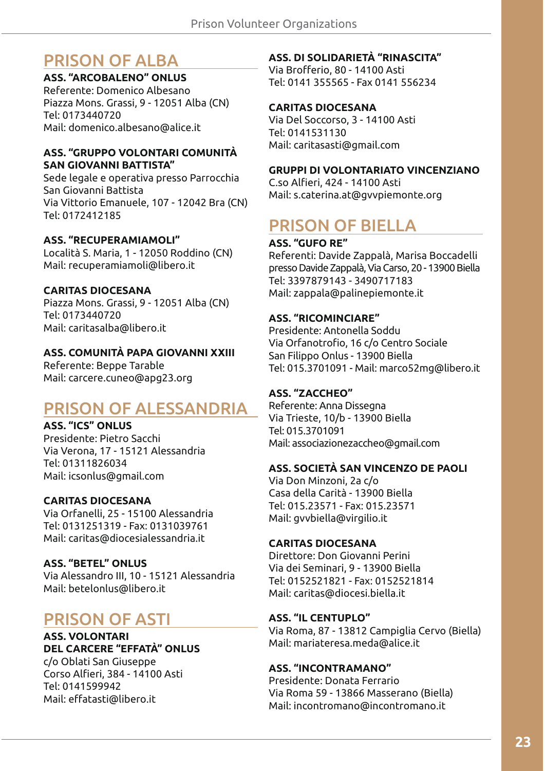## PRISON OF ALBA

**ASS. "ARCOBALENO" ONLUS**
Referente: Domenico Albesano
Piazza Mons. Grassi, 9 - 12051 Alba (CN)
Tel: 0173440720
Mail: domenico.albesano@alice.it

**ASS. "GRUPPO VOLONTARI COMUNITÀ SAN GIOVANNI BATTISTA"**
Sede legale e operativa presso Parrocchia San Giovanni Battista
Via Vittorio Emanuele, 107 - 12042 Bra (CN)
Tel: 0172412185

**ASS. "RECUPERAMIAMOLI"**
Località S. Maria, 1 - 12050 Roddino (CN)
Mail: recuperamiamoli@libero.it

**CARITAS DIOCESANA**
Piazza Mons. Grassi, 9 - 12051 Alba (CN)
Tel: 0173440720
Mail: caritasalba@libero.it

**ASS. COMUNITÀ PAPA GIOVANNI XXIII**
Referente: Beppe Tarable
Mail: carcere.cuneo@apg23.org

## PRISON OF ALESSANDRIA

**ASS. "ICS" ONLUS**
Presidente: Pietro Sacchi
Via Verona, 17 - 15121 Alessandria
Tel: 01311826034
Mail: icsonlus@gmail.com

**CARITAS DIOCESANA**
Via Orfanelli, 25 - 15100 Alessandria
Tel: 0131251319 - Fax: 0131039761
Mail: caritas@diocesialessandria.it

**ASS. "BETEL" ONLUS**
Via Alessandro III, 10 - 15121 Alessandria
Mail: betelonlus@libero.it

## PRISON OF ASTI

**ASS. VOLONTARI DEL CARCERE "EFFATÀ" ONLUS**
c/o Oblati San Giuseppe
Corso Alfieri, 384 - 14100 Asti
Tel: 0141599942
Mail: effatasti@libero.it

**ASS. DI SOLIDARIETÀ "RINASCITA"**
Via Brofferio, 80 - 14100 Asti
Tel: 0141 355565 - Fax 0141 556234

**CARITAS DIOCESANA**
Via Del Soccorso, 3 - 14100 Asti
Tel: 0141531130
Mail: caritasasti@gmail.com

**GRUPPI DI VOLONTARIATO VINCENZIANO**
C.so Alfieri, 424 - 14100 Asti
Mail: s.caterina.at@gvvpiemonte.org

## PRISON OF BIELLA

**ASS. "GUFO RE"**
Referenti: Davide Zappalà, Marisa Boccadelli
presso Davide Zappalà, Via Carso, 20 - 13900 Biella
Tel: 3397879143 - 3490717183
Mail: zappala@palinepiemonte.it

**ASS. "RICOMINCIARE"**
Presidente: Antonella Soddu
Via Orfanotrofio, 16 c/o Centro Sociale San Filippo Onlus - 13900 Biella
Tel: 015.3701091 - Mail: marco52mg@libero.it

**ASS. "ZACCHEO"**
Referente: Anna Dissegna
Via Trieste, 10/b - 13900 Biella
Tel: 015.3701091
Mail: associazionezaccheo@gmail.com

**ASS. SOCIETÀ SAN VINCENZO DE PAOLI**
Via Don Minzoni, 2a c/o
Casa della Carità - 13900 Biella
Tel: 015.23571 - Fax: 015.23571
Mail: gvvbiella@virgilio.it

**CARITAS DIOCESANA**
Direttore: Don Giovanni Perini
Via dei Seminari, 9 - 13900 Biella
Tel: 0152521821 - Fax: 0152521814
Mail: caritas@diocesi.biella.it

**ASS. "IL CENTUPLO"**
Via Roma, 87 - 13812 Campiglia Cervo (Biella)
Mail: mariateresa.meda@alice.it

**ASS. "INCONTRAMANO"**
Presidente: Donata Ferrario
Via Roma 59 - 13866 Masserano (Biella)
Mail: incontromano@incontromano.it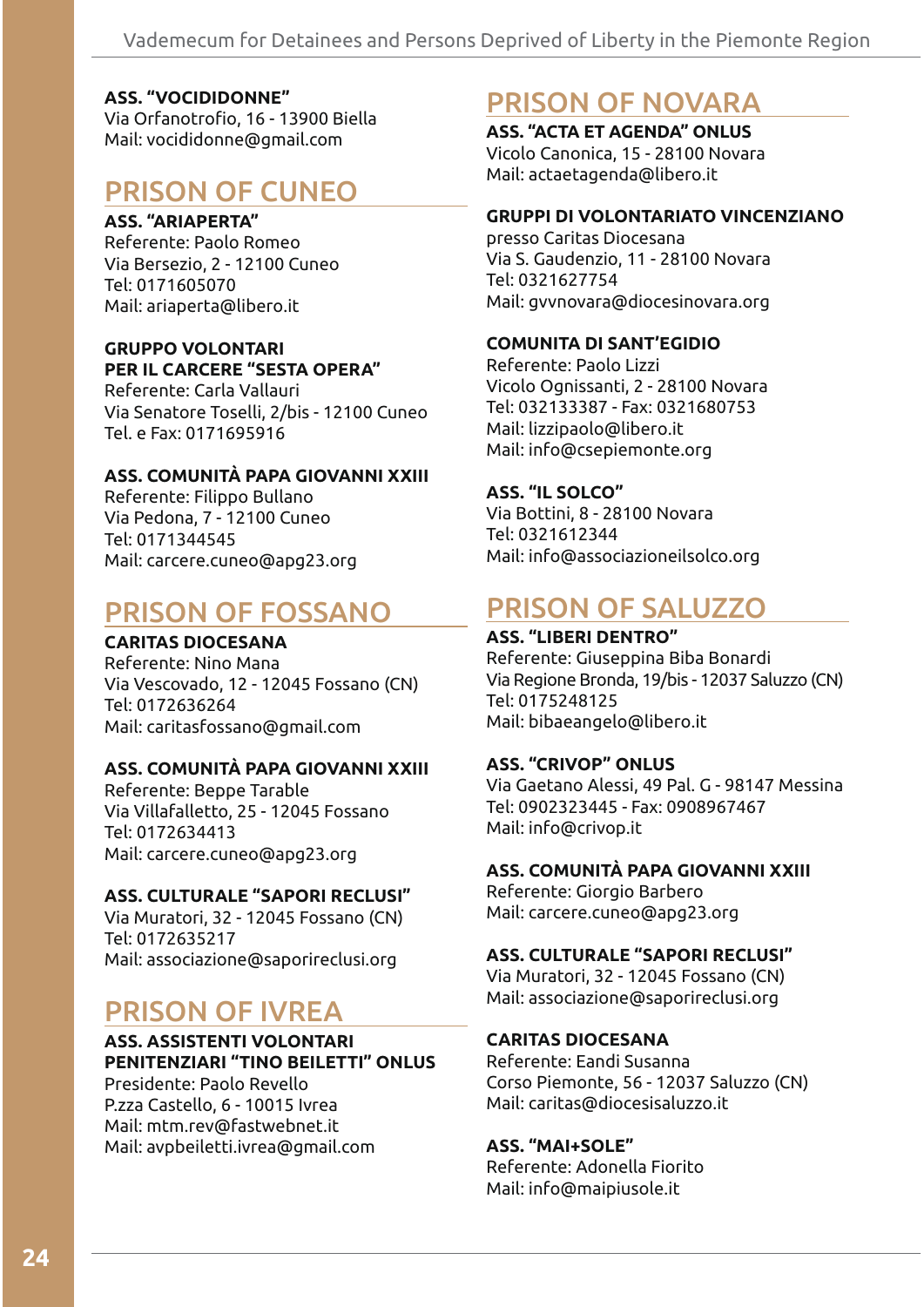**ASS. "VOCIDIDONNE"**
Via Orfanotrofio, 16 - 13900 Biella
Mail: vocididonne@gmail.com

## PRISON OF CUNEO

**ASS. "ARIAPERTA"**
Referente: Paolo Romeo
Via Bersezio, 2 - 12100 Cuneo
Tel: 0171605070
Mail: ariaperta@libero.it

**GRUPPO VOLONTARI PER IL CARCERE "SESTA OPERA"**
Referente: Carla Vallauri
Via Senatore Toselli, 2/bis - 12100 Cuneo
Tel. e Fax: 0171695916

**ASS. COMUNITÀ PAPA GIOVANNI XXIII**
Referente: Filippo Bullano
Via Pedona, 7 - 12100 Cuneo
Tel: 0171344545
Mail: carcere.cuneo@apg23.org

## PRISON OF FOSSANO

**CARITAS DIOCESANA**
Referente: Nino Mana
Via Vescovado, 12 - 12045 Fossano (CN)
Tel: 0172636264
Mail: caritasfossano@gmail.com

**ASS. COMUNITÀ PAPA GIOVANNI XXIII**
Referente: Beppe Tarable
Via Villafalletto, 25 - 12045 Fossano
Tel: 0172634413
Mail: carcere.cuneo@apg23.org

**ASS. CULTURALE "SAPORI RECLUSI"**
Via Muratori, 32 - 12045 Fossano (CN)
Tel: 0172635217
Mail: associazione@saporireclusi.org

## PRISON OF IVREA

**ASS. ASSISTENTI VOLONTARI PENITENZIARI "TINO BEILETTI" ONLUS**
Presidente: Paolo Revello
P.zza Castello, 6 - 10015 Ivrea
Mail: mtm.rev@fastwebnet.it
Mail: avpbeiletti.ivrea@gmail.com

## PRISON OF NOVARA

**ASS. "ACTA ET AGENDA" ONLUS**
Vicolo Canonica, 15 - 28100 Novara
Mail: actaetagenda@libero.it

**GRUPPI DI VOLONTARIATO VINCENZIANO**
presso Caritas Diocesana
Via S. Gaudenzio, 11 - 28100 Novara
Tel: 0321627754
Mail: gvvnovara@diocesinovara.org

**COMUNITA DI SANT'EGIDIO**
Referente: Paolo Lizzi
Vicolo Ognissanti, 2 - 28100 Novara
Tel: 032133387 - Fax: 0321680753
Mail: lizzipaolo@libero.it
Mail: info@csepiemonte.org

**ASS. "IL SOLCO"**
Via Bottini, 8 - 28100 Novara
Tel: 0321612344
Mail: info@associazioneilsolco.org

## PRISON OF SALUZZO

**ASS. "LIBERI DENTRO"**
Referente: Giuseppina Biba Bonardi
Via Regione Bronda, 19/bis - 12037 Saluzzo (CN)
Tel: 0175248125
Mail: bibaeangelo@libero.it

**ASS. "CRIVOP" ONLUS**
Via Gaetano Alessi, 49 Pal. G - 98147 Messina
Tel: 0902323445 - Fax: 0908967467
Mail: info@crivop.it

**ASS. COMUNITÀ PAPA GIOVANNI XXIII**
Referente: Giorgio Barbero
Mail: carcere.cuneo@apg23.org

**ASS. CULTURALE "SAPORI RECLUSI"**
Via Muratori, 32 - 12045 Fossano (CN)
Mail: associazione@saporireclusi.org

**CARITAS DIOCESANA**
Referente: Eandi Susanna
Corso Piemonte, 56 - 12037 Saluzzo (CN)
Mail: caritas@diocesisaluzzo.it

**ASS. "MAI+SOLE"**
Referente: Adonella Fiorito
Mail: info@maipiusole.it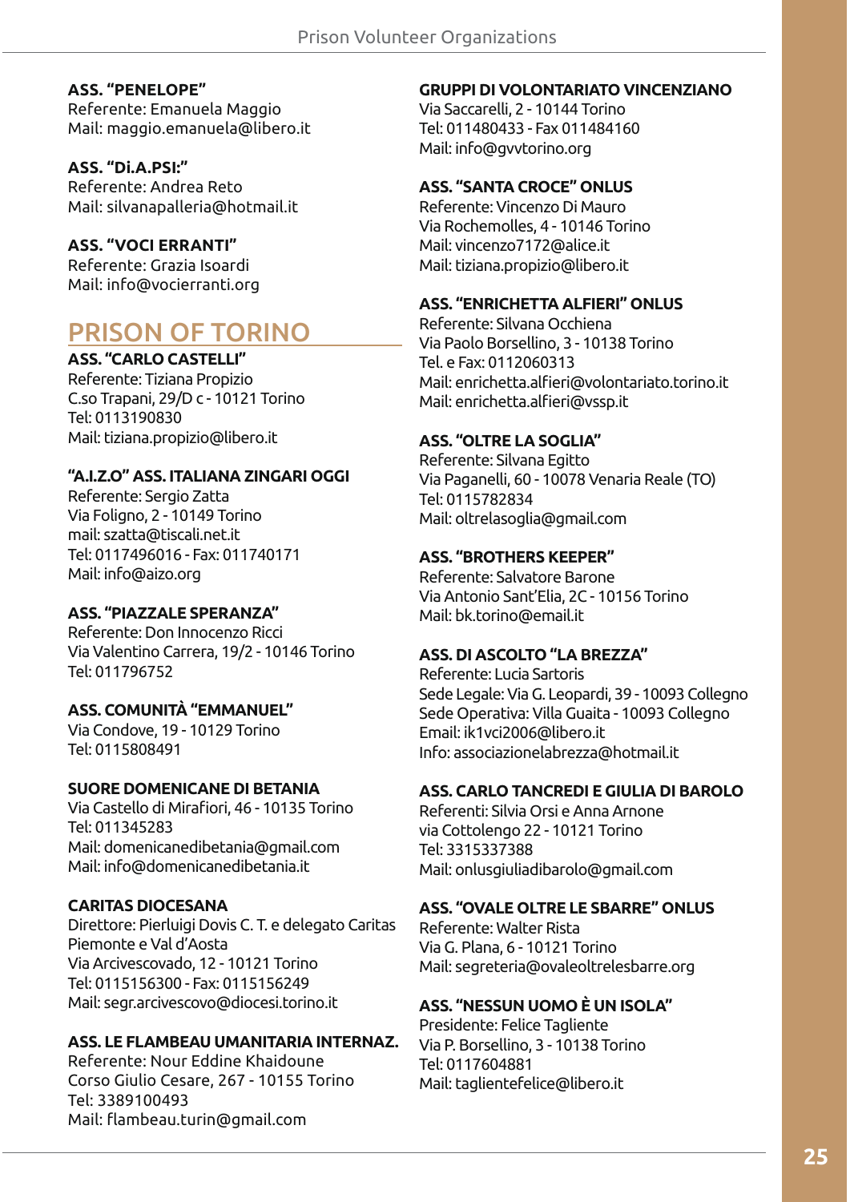**ASS. "PENELOPE"**
Referente: Emanuela Maggio
Mail: maggio.emanuela@libero.it

**ASS. "Di.A.PSI:"**
Referente: Andrea Reto
Mail: silvanapalleria@hotmail.it

**ASS. "VOCI ERRANTI"**
Referente: Grazia Isoardi
Mail: info@vocierranti.org

## PRISON OF TORINO

**ASS. "CARLO CASTELLI"**
Referente: Tiziana Propizio
C.so Trapani, 29/D c - 10121 Torino
Tel: 0113190830
Mail: tiziana.propizio@libero.it

**"A.I.Z.O" ASS. ITALIANA ZINGARI OGGI**
Referente: Sergio Zatta
Via Foligno, 2 - 10149 Torino
mail: szatta@tiscali.net.it
Tel: 0117496016 - Fax: 011740171
Mail: info@aizo.org

**ASS. "PIAZZALE SPERANZA"**
Referente: Don Innocenzo Ricci
Via Valentino Carrera, 19/2 - 10146 Torino
Tel: 011796752

**ASS. COMUNITÀ "EMMANUEL"**
Via Condove, 19 - 10129 Torino
Tel: 0115808491

**SUORE DOMENICANE DI BETANIA**
Via Castello di Mirafiori, 46 - 10135 Torino
Tel: 011345283
Mail: domenicanedibetania@gmail.com
Mail: info@domenicanedibetania.it

**CARITAS DIOCESANA**
Direttore: Pierluigi Dovis C. T. e delegato Caritas Piemonte e Val d'Aosta
Via Arcivescovado, 12 - 10121 Torino
Tel: 0115156300 - Fax: 0115156249
Mail: segr.arcivescovo@diocesi.torino.it

**ASS. LE FLAMBEAU UMANITARIA INTERNAZ.**
Referente: Nour Eddine Khaidoune
Corso Giulio Cesare, 267 - 10155 Torino
Tel: 3389100493
Mail: flambeau.turin@gmail.com

**GRUPPI DI VOLONTARIATO VINCENZIANO**
Via Saccarelli, 2 - 10144 Torino
Tel: 011480433 - Fax 011484160
Mail: info@gvvtorino.org

**ASS. "SANTA CROCE" ONLUS**
Referente: Vincenzo Di Mauro
Via Rochemolles, 4 - 10146 Torino
Mail: vincenzo7172@alice.it
Mail: tiziana.propizio@libero.it

**ASS. "ENRICHETTA ALFIERI" ONLUS**
Referente: Silvana Occhiena
Via Paolo Borsellino, 3 - 10138 Torino
Tel. e Fax: 0112060313
Mail: enrichetta.alfieri@volontariato.torino.it
Mail: enrichetta.alfieri@vssp.it

**ASS. "OLTRE LA SOGLIA"**
Referente: Silvana Egitto
Via Paganelli, 60 - 10078 Venaria Reale (TO)
Tel: 0115782834
Mail: oltrelasoglia@gmail.com

**ASS. "BROTHERS KEEPER"**
Referente: Salvatore Barone
Via Antonio Sant'Elia, 2C - 10156 Torino
Mail: bk.torino@email.it

**ASS. DI ASCOLTO "LA BREZZA"**
Referente: Lucia Sartoris
Sede Legale: Via G. Leopardi, 39 - 10093 Collegno
Sede Operativa: Villa Guaita - 10093 Collegno
Email: ik1vci2006@libero.it
Info: associazionelabrezza@hotmail.it

**ASS. CARLO TANCREDI E GIULIA DI BAROLO**
Referenti: Silvia Orsi e Anna Arnone
via Cottolengo 22 - 10121 Torino
Tel: 3315337388
Mail: onlusgiuliadibarolo@gmail.com

**ASS. "OVALE OLTRE LE SBARRE" ONLUS**
Referente: Walter Rista
Via G. Plana, 6 - 10121 Torino
Mail: segreteria@ovaleoltrelesbarre.org

**ASS. "NESSUN UOMO È UN ISOLA"**
Presidente: Felice Tagliente
Via P. Borsellino, 3 - 10138 Torino
Tel: 0117604881
Mail: taglientefelice@libero.it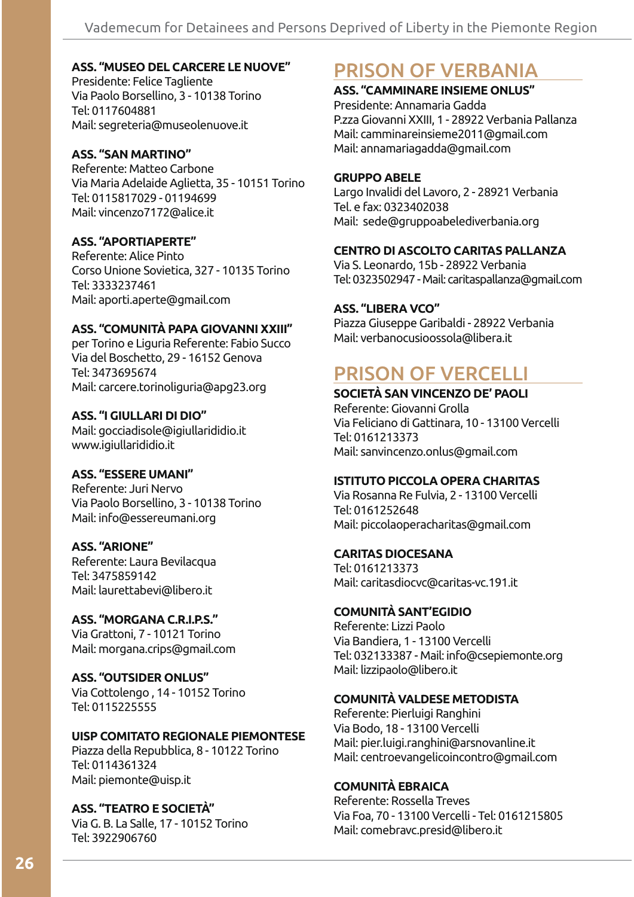**ASS. "MUSEO DEL CARCERE LE NUOVE"**
Presidente: Felice Tagliente
Via Paolo Borsellino, 3 - 10138 Torino
Tel: 0117604881
Mail: segreteria@museolenuove.it

**ASS. "SAN MARTINO"**
Referente: Matteo Carbone
Via Maria Adelaide Aglietta, 35 - 10151 Torino
Tel: 0115817029 - 01194699
Mail: vincenzo7172@alice.it

**ASS. "APORTIAPERTE"**
Referente: Alice Pinto
Corso Unione Sovietica, 327 - 10135 Torino
Tel: 3333237461
Mail: aporti.aperte@gmail.com

**ASS. "COMUNITÀ PAPA GIOVANNI XXIII"**
per Torino e Liguria Referente: Fabio Succo
Via del Boschetto, 29 - 16152 Genova
Tel: 3473695674
Mail: carcere.torinoliguria@apg23.org

**ASS. "I GIULLARI DI DIO"**
Mail: gocciadisole@igiullarididio.it
www.igiullarididio.it

**ASS. "ESSERE UMANI"**
Referente: Juri Nervo
Via Paolo Borsellino, 3 - 10138 Torino
Mail: info@essereumani.org

**ASS. "ARIONE"**
Referente: Laura Bevilacqua
Tel: 3475859142
Mail: laurettabevi@libero.it

**ASS. "MORGANA C.R.I.P.S."**
Via Grattoni, 7 - 10121 Torino
Mail: morgana.crips@gmail.com

**ASS. "OUTSIDER ONLUS"**
Via Cottolengo , 14 - 10152 Torino
Tel: 0115225555

**UISP COMITATO REGIONALE PIEMONTESE**
Piazza della Repubblica, 8 - 10122 Torino
Tel: 0114361324
Mail: piemonte@uisp.it

**ASS. "TEATRO E SOCIETÀ"**
Via G. B. La Salle, 17 - 10152 Torino
Tel: 3922906760

## PRISON OF VERBANIA

**ASS. "CAMMINARE INSIEME ONLUS"**
Presidente: Annamaria Gadda
P.zza Giovanni XXIII, 1 - 28922 Verbania Pallanza
Mail: camminareinsieme2011@gmail.com
Mail: annamariagadda@gmail.com

**GRUPPO ABELE**
Largo Invalidi del Lavoro, 2 - 28921 Verbania
Tel. e fax: 0323402038
Mail: sede@gruppoabelediverbania.org

**CENTRO DI ASCOLTO CARITAS PALLANZA**
Via S. Leonardo, 15b - 28922 Verbania
Tel: 0323502947 - Mail: caritaspallanza@gmail.com

**ASS. "LIBERA VCO"**
Piazza Giuseppe Garibaldi - 28922 Verbania
Mail: verbanocusiossola@libera.it

## PRISON OF VERCELLI

**SOCIETÀ SAN VINCENZO DE' PAOLI**
Referente: Giovanni Grolla
Via Feliciano di Gattinara, 10 - 13100 Vercelli
Tel: 0161213373
Mail: sanvincenzo.onlus@gmail.com

**ISTITUTO PICCOLA OPERA CHARITAS**
Via Rosanna Re Fulvia, 2 - 13100 Vercelli
Tel: 0161252648
Mail: piccolaoperacharitas@gmail.com

**CARITAS DIOCESANA**
Tel: 0161213373
Mail: caritasdiocvc@caritas-vc.191.it

**COMUNITÀ SANT'EGIDIO**
Referente: Lizzi Paolo
Via Bandiera, 1 - 13100 Vercelli
Tel: 032133387 - Mail: info@csepiemonte.org
Mail: lizzipaolo@libero.it

**COMUNITÀ VALDESE METODISTA**
Referente: Pierluigi Ranghini
Via Bodo, 18 - 13100 Vercelli
Mail: pier.luigi.ranghini@arsnovanline.it
Mail: centroevangelicoincontro@gmail.com

**COMUNITÀ EBRAICA**
Referente: Rossella Treves
Via Foa, 70 - 13100 Vercelli - Tel: 0161215805
Mail: comebravc.presid@libero.it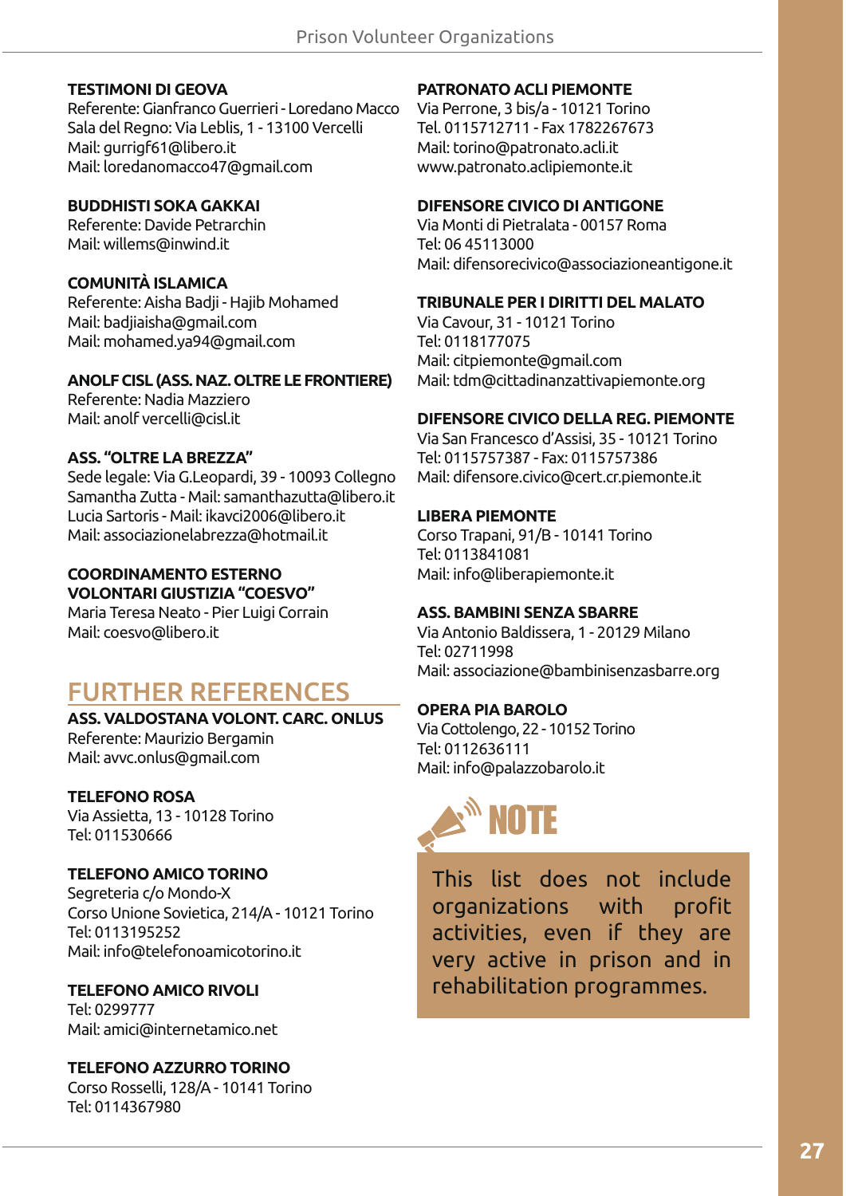**TESTIMONI DI GEOVA**
Referente: Gianfranco Guerrieri - Loredano Macco
Sala del Regno: Via Leblis, 1 - 13100 Vercelli
Mail: gurrigf61@libero.it
Mail: loredanomacco47@gmail.com

**BUDDHISTI SOKA GAKKAI**
Referente: Davide Petrarchin
Mail: willems@inwind.it

**COMUNITÀ ISLAMICA**
Referente: Aisha Badji - Hajib Mohamed
Mail: badjiaisha@gmail.com
Mail: mohamed.ya94@gmail.com

**ANOLF CISL (ASS. NAZ. OLTRE LE FRONTIERE)**
Referente: Nadia Mazziero
Mail: anolf vercelli@cisl.it

**ASS. "OLTRE LA BREZZA"**
Sede legale: Via G.Leopardi, 39 - 10093 Collegno
Samantha Zutta - Mail: samanthazutta@libero.it
Lucia Sartoris - Mail: ikavci2006@libero.it
Mail: associazionelabrezza@hotmail.it

**COORDINAMENTO ESTERNO VOLONTARI GIUSTIZIA "COESVO"**
Maria Teresa Neato - Pier Luigi Corrain
Mail: coesvo@libero.it

## FURTHER REFERENCES

**ASS. VALDOSTANA VOLONT. CARC. ONLUS**
Referente: Maurizio Bergamin
Mail: avvc.onlus@gmail.com

**TELEFONO ROSA**
Via Assietta, 13 - 10128 Torino
Tel: 011530666

**TELEFONO AMICO TORINO**
Segreteria c/o Mondo-X
Corso Unione Sovietica, 214/A - 10121 Torino
Tel: 0113195252
Mail: info@telefonoamicotorino.it

**TELEFONO AMICO RIVOLI**
Tel: 0299777
Mail: amici@internetamico.net

**TELEFONO AZZURRO TORINO**
Corso Rosselli, 128/A - 10141 Torino
Tel: 0114367980

**PATRONATO ACLI PIEMONTE**
Via Perrone, 3 bis/a - 10121 Torino
Tel. 0115712711 - Fax 1782267673
Mail: torino@patronato.acli.it
www.patronato.aclipiemonte.it

**DIFENSORE CIVICO DI ANTIGONE**
Via Monti di Pietralata - 00157 Roma
Tel: 06 45113000
Mail: difensorecivico@associazioneantigone.it

**TRIBUNALE PER I DIRITTI DEL MALATO**
Via Cavour, 31 - 10121 Torino
Tel: 0118177075
Mail: citpiemonte@gmail.com
Mail: tdm@cittadinanzattivapiemonte.org

**DIFENSORE CIVICO DELLA REG. PIEMONTE**
Via San Francesco d'Assisi, 35 - 10121 Torino
Tel: 0115757387 - Fax: 0115757386
Mail: difensore.civico@cert.cr.piemonte.it

**LIBERA PIEMONTE**
Corso Trapani, 91/B - 10141 Torino
Tel: 0113841081
Mail: info@liberapiemonte.it

**ASS. BAMBINI SENZA SBARRE**
Via Antonio Baldissera, 1 - 20129 Milano
Tel: 02711998
Mail: associazione@bambinisenzasbarre.org

**OPERA PIA BAROLO**
Via Cottolengo, 22 - 10152 Torino
Tel: 0112636111
Mail: info@palazzobarolo.it

### NOTE

This list does not include organizations with profit activities, even if they are very active in prison and in rehabilitation programmes.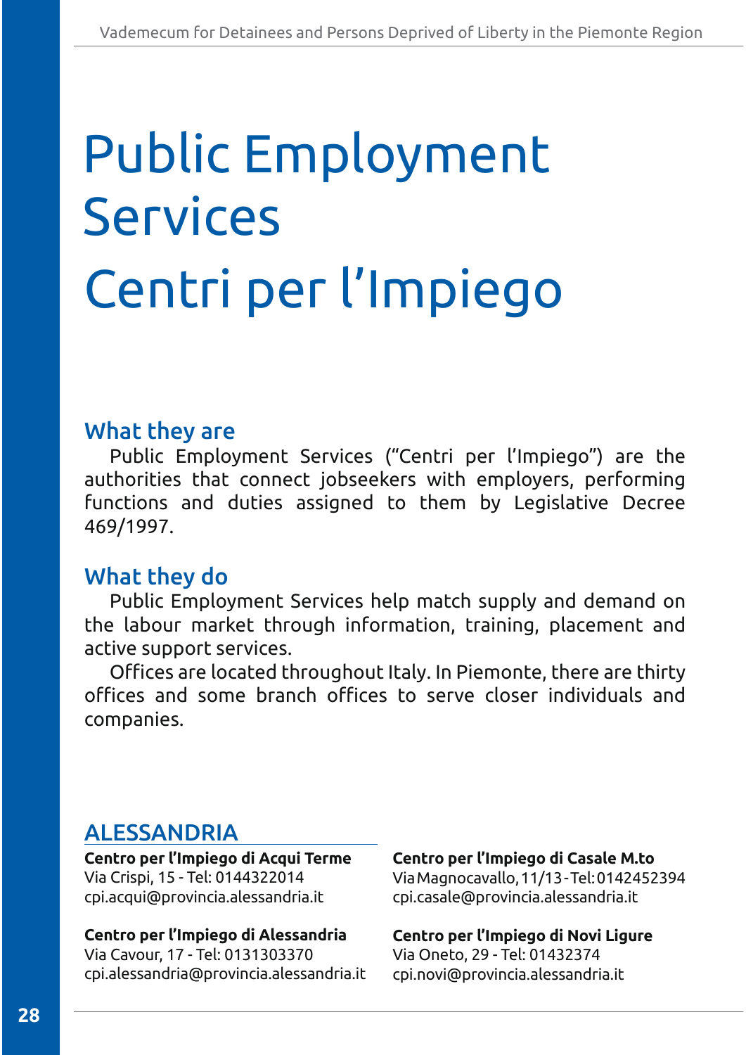# Public Employment Services

# Centri per l'Impiego

## What they are

Public Employment Services ("Centri per l'Impiego") are the authorities that connect jobseekers with employers, performing functions and duties assigned to them by Legislative Decree 469/1997.

## What they do

Public Employment Services help match supply and demand on the labour market through information, training, placement and active support services.

Offices are located throughout Italy. In Piemonte, there are thirty offices and some branch offices to serve closer individuals and companies.

## ALESSANDRIA

**Centro per l'Impiego di Acqui Terme**
Via Crispi, 15 - Tel: 0144322014
cpi.acqui@provincia.alessandria.it

**Centro per l'Impiego di Alessandria**
Via Cavour, 17 - Tel: 0131303370
cpi.alessandria@provincia.alessandria.it

**Centro per l'Impiego di Casale M.to**
Via Magnocavallo, 11/13 - Tel: 0142452394
cpi.casale@provincia.alessandria.it

**Centro per l'Impiego di Novi Ligure**
Via Oneto, 29 - Tel: 01432374
cpi.novi@provincia.alessandria.it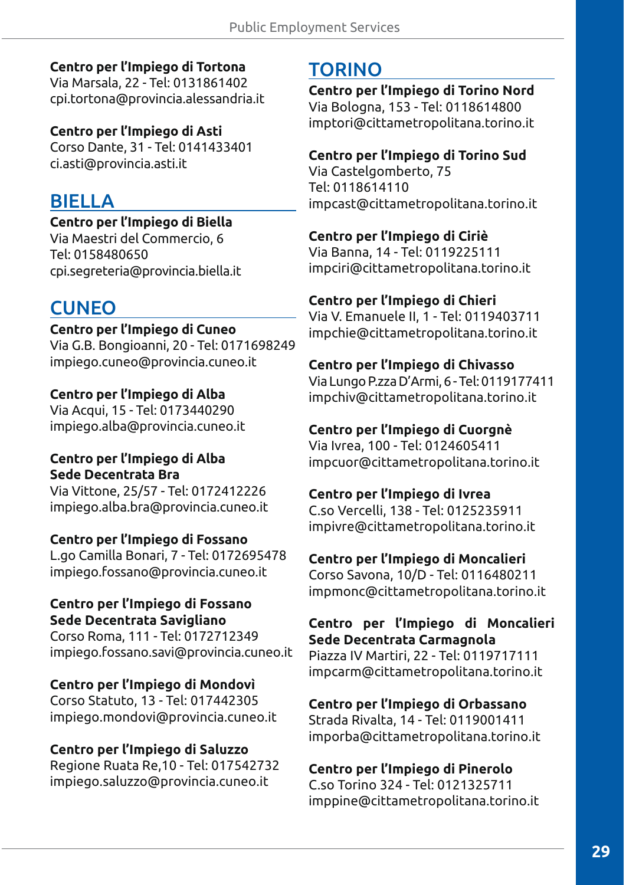**Centro per l'Impiego di Tortona**
Via Marsala, 22 - Tel: 0131861402
cpi.tortona@provincia.alessandria.it

**Centro per l'Impiego di Asti**
Corso Dante, 31 - Tel: 0141433401
ci.asti@provincia.asti.it

## BIELLA

**Centro per l'Impiego di Biella**
Via Maestri del Commercio, 6
Tel: 0158480650
cpi.segreteria@provincia.biella.it

## CUNEO

**Centro per l'Impiego di Cuneo**
Via G.B. Bongioanni, 20 - Tel: 0171698249
impiego.cuneo@provincia.cuneo.it

**Centro per l'Impiego di Alba**
Via Acqui, 15 - Tel: 0173440290
impiego.alba@provincia.cuneo.it

**Centro per l'Impiego di Alba**
**Sede Decentrata Bra**
Via Vittone, 25/57 - Tel: 0172412226
impiego.alba.bra@provincia.cuneo.it

**Centro per l'Impiego di Fossano**
L.go Camilla Bonari, 7 - Tel: 0172695478
impiego.fossano@provincia.cuneo.it

**Centro per l'Impiego di Fossano**
**Sede Decentrata Savigliano**
Corso Roma, 111 - Tel: 0172712349
impiego.fossano.savi@provincia.cuneo.it

**Centro per l'Impiego di Mondovì**
Corso Statuto, 13 - Tel: 017442305
impiego.mondovi@provincia.cuneo.it

**Centro per l'Impiego di Saluzzo**
Regione Ruata Re,10 - Tel: 017542732
impiego.saluzzo@provincia.cuneo.it

## TORINO

**Centro per l'Impiego di Torino Nord**
Via Bologna, 153 - Tel: 0118614800
imptori@cittametropolitana.torino.it

**Centro per l'Impiego di Torino Sud**
Via Castelgomberto, 75
Tel: 0118614110
impcast@cittametropolitana.torino.it

**Centro per l'Impiego di Ciriè**
Via Banna, 14 - Tel: 0119225111
impciri@cittametropolitana.torino.it

**Centro per l'Impiego di Chieri**
Via V. Emanuele II, 1 - Tel: 0119403711
impchie@cittametropolitana.torino.it

**Centro per l'Impiego di Chivasso**
Via Lungo P.zza D'Armi, 6 - Tel: 0119177411
impchiv@cittametropolitana.torino.it

**Centro per l'Impiego di Cuorgnè**
Via Ivrea, 100 - Tel: 0124605411
impcuor@cittametropolitana.torino.it

**Centro per l'Impiego di Ivrea**
C.so Vercelli, 138 - Tel: 0125235911
impivre@cittametropolitana.torino.it

**Centro per l'Impiego di Moncalieri**
Corso Savona, 10/D - Tel: 0116480211
impmonc@cittametropolitana.torino.it

**Centro per l'Impiego di Moncalieri**
**Sede Decentrata Carmagnola**
Piazza IV Martiri, 22 - Tel: 0119717111
impcarm@cittametropolitana.torino.it

**Centro per l'Impiego di Orbassano**
Strada Rivalta, 14 - Tel: 0119001411
imporba@cittametropolitana.torino.it

**Centro per l'Impiego di Pinerolo**
C.so Torino 324 - Tel: 0121325711
imppine@cittametropolitana.torino.it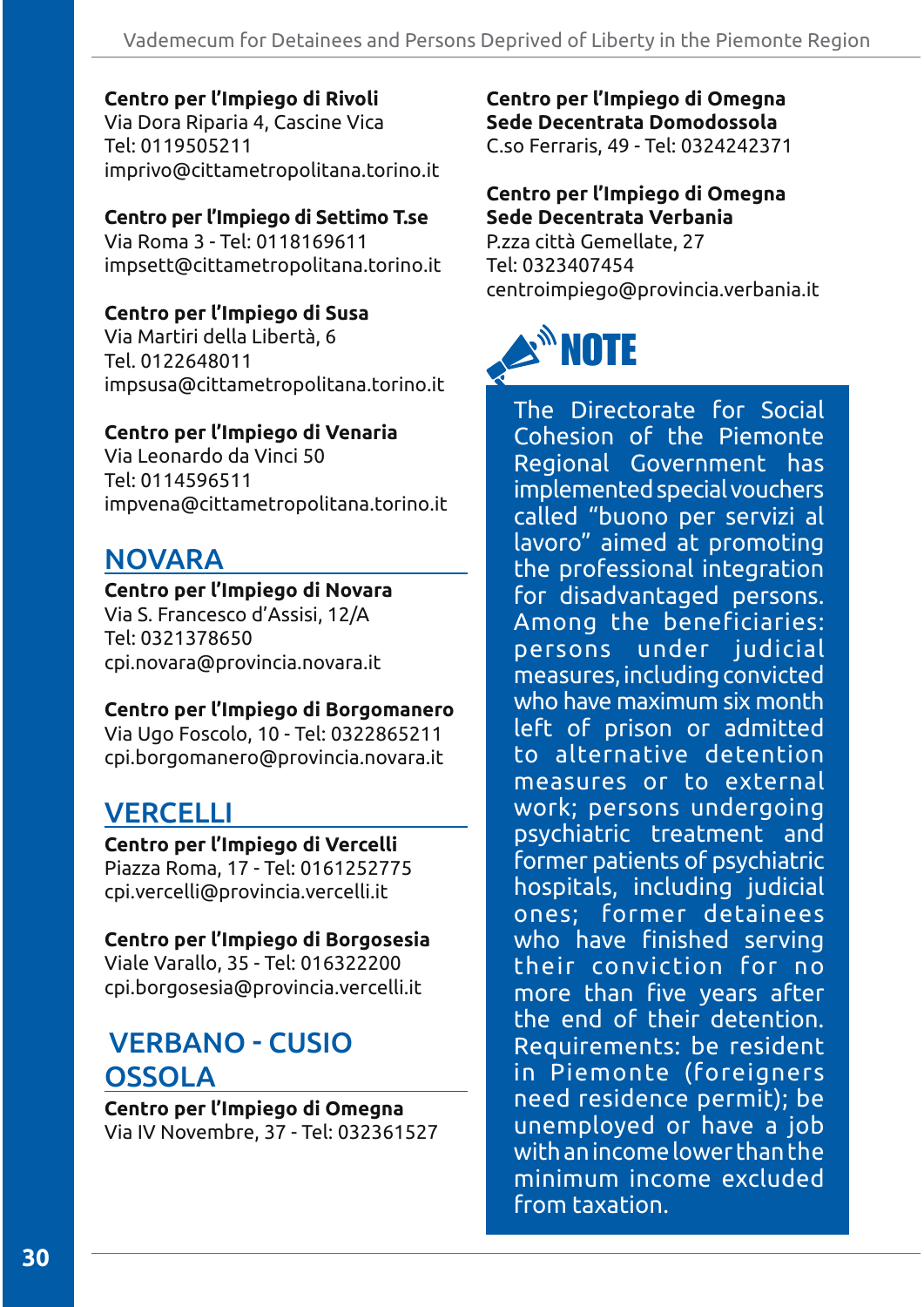**Centro per l'Impiego di Rivoli**
Via Dora Riparia 4, Cascine Vica
Tel: 0119505211
imprivo@cittametropolitana.torino.it

**Centro per l'Impiego di Settimo T.se**
Via Roma 3 - Tel: 0118169611
impsett@cittametropolitana.torino.it

**Centro per l'Impiego di Susa**
Via Martiri della Libertà, 6
Tel. 0122648011
impsusa@cittametropolitana.torino.it

**Centro per l'Impiego di Venaria**
Via Leonardo da Vinci 50
Tel: 0114596511
impvena@cittametropolitana.torino.it

## NOVARA

**Centro per l'Impiego di Novara**
Via S. Francesco d'Assisi, 12/A
Tel: 0321378650
cpi.novara@provincia.novara.it

**Centro per l'Impiego di Borgomanero**
Via Ugo Foscolo, 10 - Tel: 0322865211
cpi.borgomanero@provincia.novara.it

## VERCELLI

**Centro per l'Impiego di Vercelli**
Piazza Roma, 17 - Tel: 0161252775
cpi.vercelli@provincia.vercelli.it

**Centro per l'Impiego di Borgosesia**
Viale Varallo, 35 - Tel: 016322200
cpi.borgosesia@provincia.vercelli.it

## VERBANO - CUSIO OSSOLA

**Centro per l'Impiego di Omegna**
Via IV Novembre, 37 - Tel: 032361527

**Centro per l'Impiego di Omegna**
**Sede Decentrata Domodossola**
C.so Ferraris, 49 - Tel: 0324242371

**Centro per l'Impiego di Omegna**
**Sede Decentrata Verbania**
P.zza città Gemellate, 27
Tel: 0323407454
centroimpiego@provincia.verbania.it

### NOTE

The Directorate for Social Cohesion of the Piemonte Regional Government has implemented special vouchers called "buono per servizi al lavoro" aimed at promoting the professional integration for disadvantaged persons. Among the beneficiaries: persons under judicial measures, including convicted who have maximum six month left of prison or admitted to alternative detention measures or to external work; persons undergoing psychiatric treatment and former patients of psychiatric hospitals, including judicial ones; former detainees who have finished serving their conviction for no more than five years after the end of their detention. Requirements: be resident in Piemonte (foreigners need residence permit); be unemployed or have a job with an income lower than the minimum income excluded from taxation.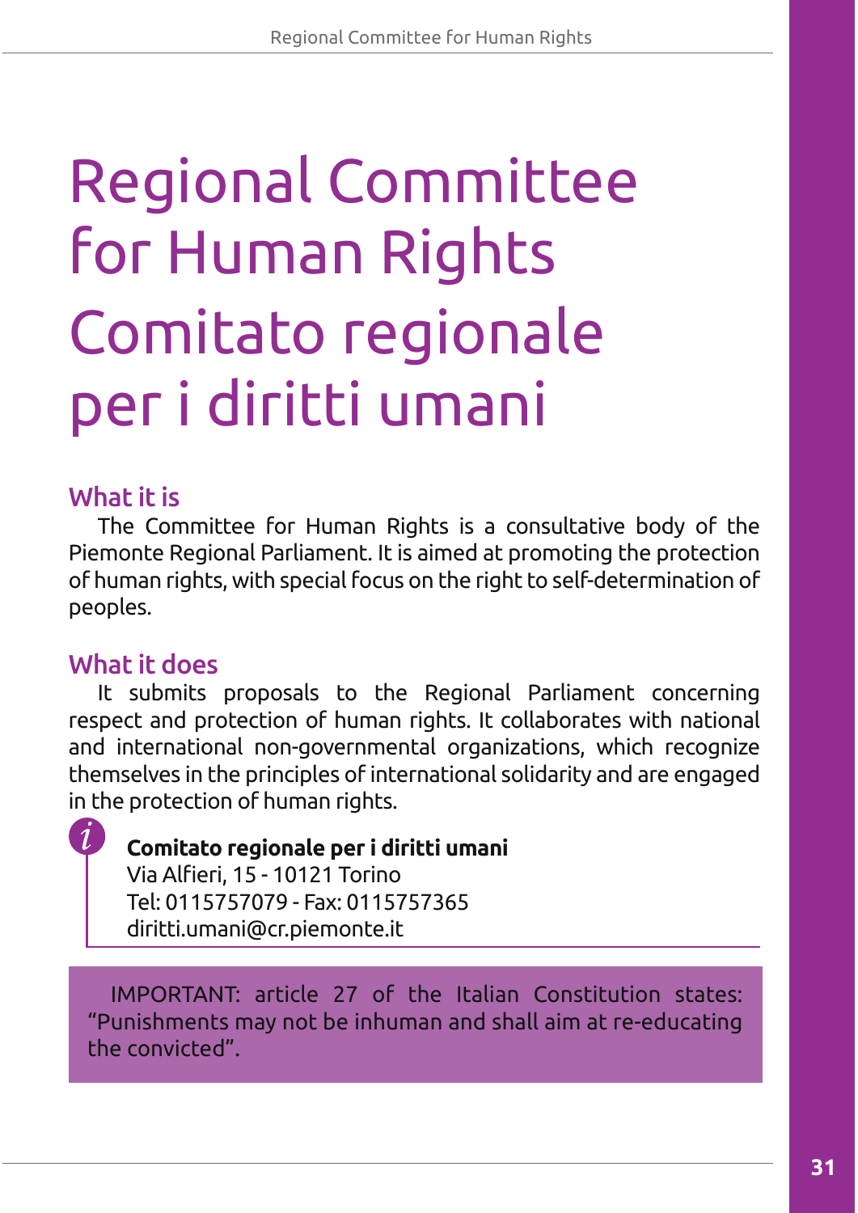# Regional Committee for Human Rights
# Comitato regionale per i diritti umani

## What it is

The Committee for Human Rights is a consultative body of the Piemonte Regional Parliament. It is aimed at promoting the protection of human rights, with special focus on the right to self-determination of peoples.

## What it does

It submits proposals to the Regional Parliament concerning respect and protection of human rights. It collaborates with national and international non-governmental organizations, which recognize themselves in the principles of international solidarity and are engaged in the protection of human rights.

**Comitato regionale per i diritti umani**
Via Alfieri, 15 - 10121 Torino
Tel: 0115757079 - Fax: 0115757365
diritti.umani@cr.piemonte.it

IMPORTANT: article 27 of the Italian Constitution states: "Punishments may not be inhuman and shall aim at re-educating the convicted".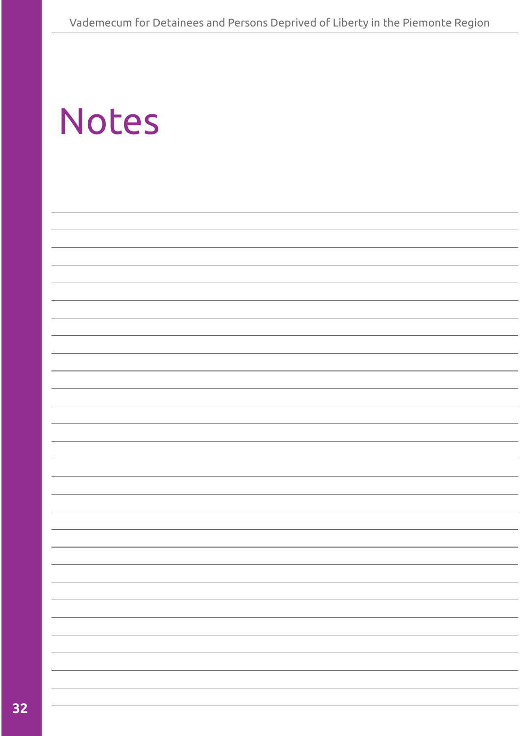# Notes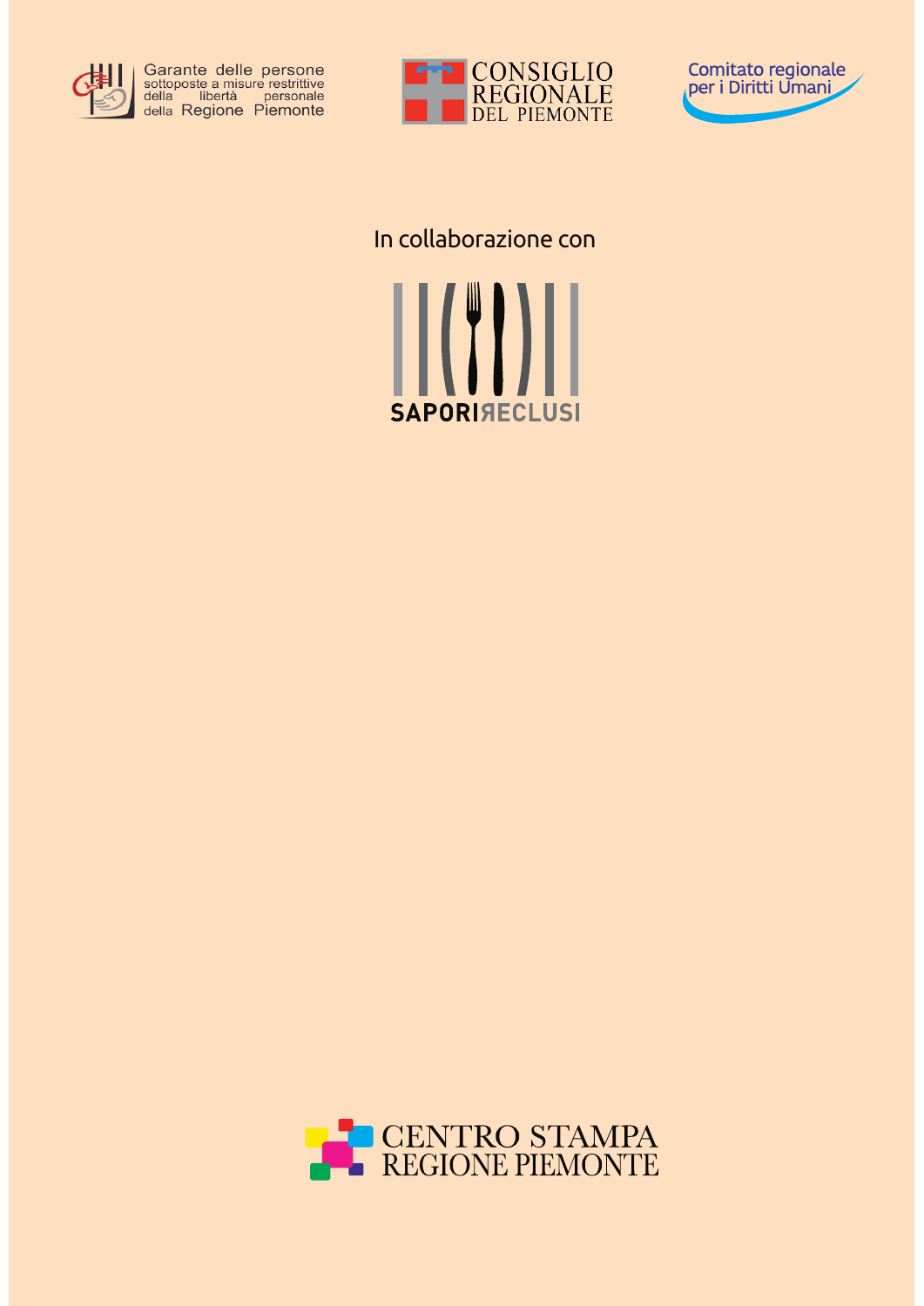Garante delle persone sottoposte a misure restrittive della libertà personale della Regione Piemonte

CONSIGLIO REGIONALE DEL PIEMONTE

Comitato regionale per i Diritti Umani

In collaborazione con

SAPORIRECLUSI

CENTRO STAMPA REGIONE PIEMONTE